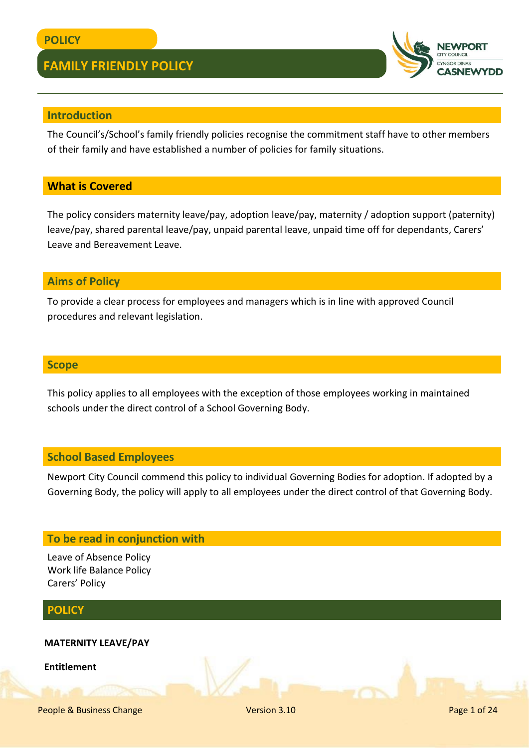POLICY

# FAMILY FRIENDLY POLICY

## Introduction

The Council's/School's family friendly policies recognise the commitment staff have to other members of their family and have established a number of policies for family situations.

## What is Covered

The policy considers maternity leave/pay, adoption leave/pay, maternity / adoption support (paternity) leave/pay, shared parental leave/pay, unpaid parental leave, unpaid time off for dependants, Carers' Leave and Bereavement Leave.

## Aims of Policy

To provide a clear process for employees and managers which is in line with approved Council procedures and relevant legislation.

## Scope

This policy applies to all employees with the exception of those employees working in maintained schools under the direct control of a School Governing Body.

## School Based Employees

Newport City Council commend this policy to individual Governing Bodies for adoption. If adopted by a Governing Body, the policy will apply to all employees under the direct control of that Governing Body.

## To be read in conjunction with

Leave of Absence Policy
Work life Balance Policy
Carers' Policy

## POLICY

### MATERNITY LEAVE/PAY

**Entitlement**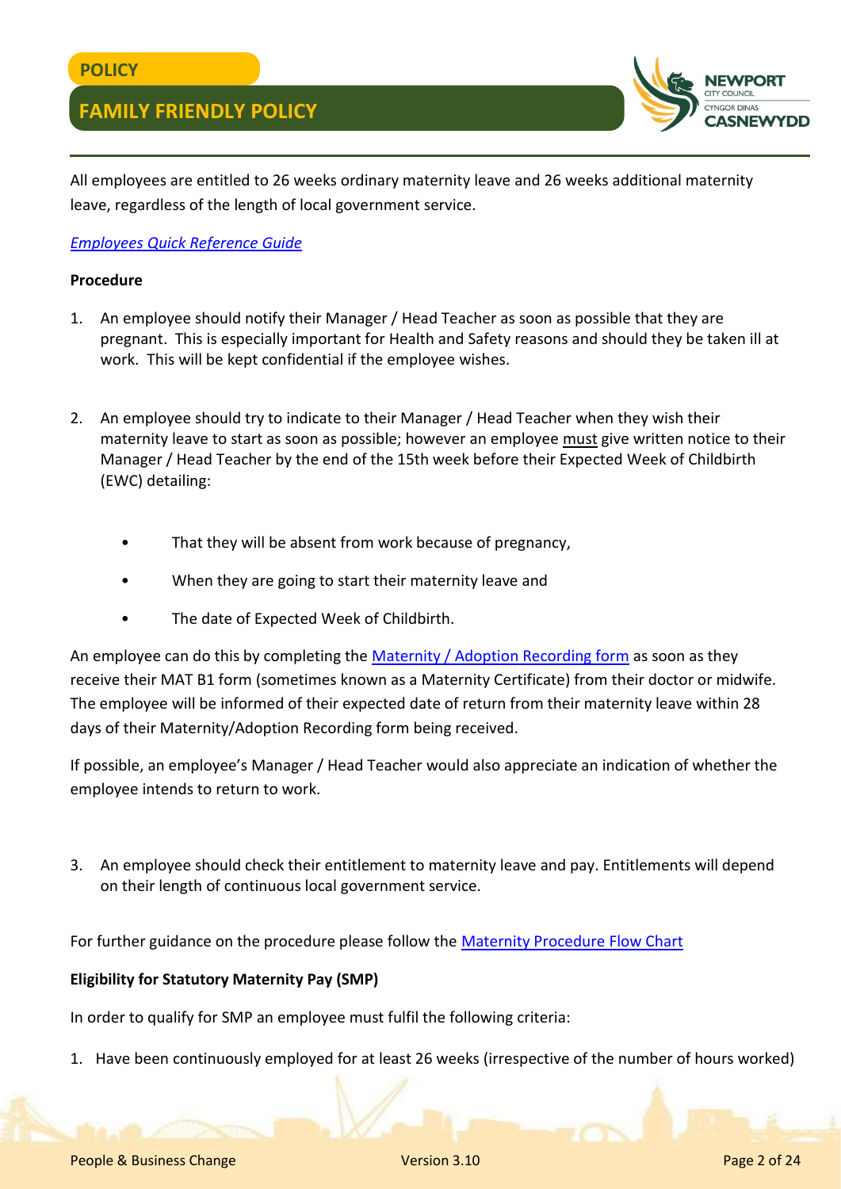All employees are entitled to 26 weeks ordinary maternity leave and 26 weeks additional maternity leave, regardless of the length of local government service.

*Employees Quick Reference Guide*

**Procedure**

1. An employee should notify their Manager / Head Teacher as soon as possible that they are pregnant. This is especially important for Health and Safety reasons and should they be taken ill at work. This will be kept confidential if the employee wishes.

2. An employee should try to indicate to their Manager / Head Teacher when they wish their maternity leave to start as soon as possible; however an employee must give written notice to their Manager / Head Teacher by the end of the 15th week before their Expected Week of Childbirth (EWC) detailing:

   - That they will be absent from work because of pregnancy,
   - When they are going to start their maternity leave and
   - The date of Expected Week of Childbirth.

An employee can do this by completing the Maternity / Adoption Recording form as soon as they receive their MAT B1 form (sometimes known as a Maternity Certificate) from their doctor or midwife. The employee will be informed of their expected date of return from their maternity leave within 28 days of their Maternity/Adoption Recording form being received.

If possible, an employee's Manager / Head Teacher would also appreciate an indication of whether the employee intends to return to work.

3. An employee should check their entitlement to maternity leave and pay. Entitlements will depend on their length of continuous local government service.

For further guidance on the procedure please follow the Maternity Procedure Flow Chart

**Eligibility for Statutory Maternity Pay (SMP)**

In order to qualify for SMP an employee must fulfil the following criteria:

1. Have been continuously employed for at least 26 weeks (irrespective of the number of hours worked)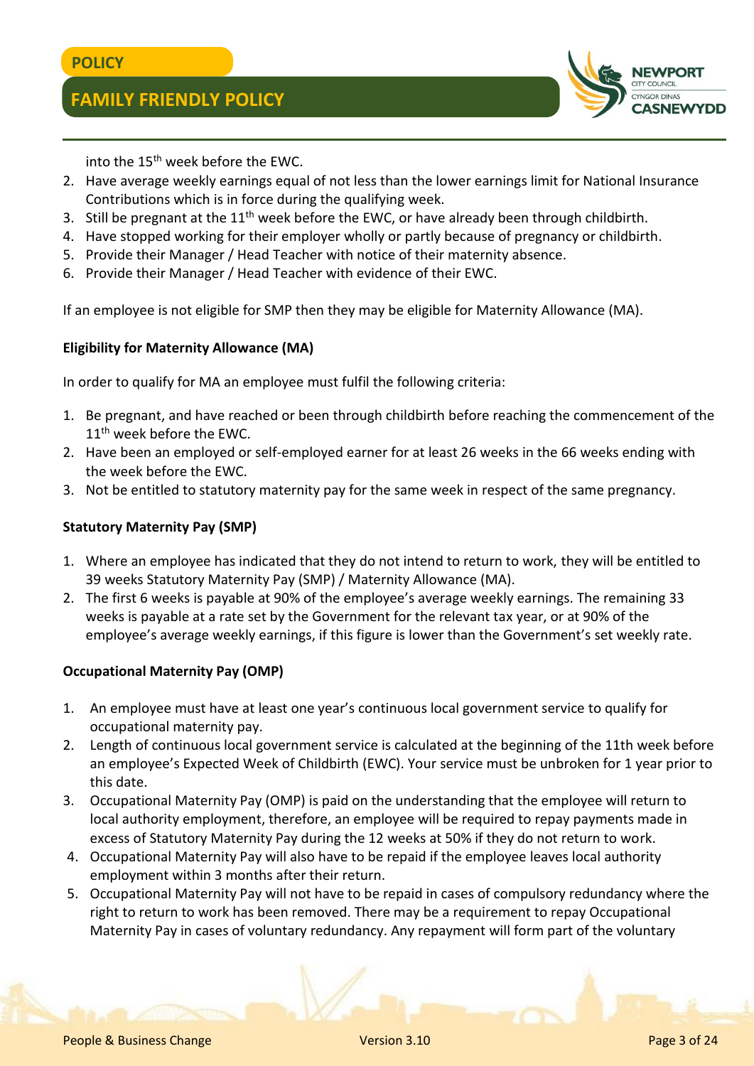into the 15th week before the EWC.

2. Have average weekly earnings equal of not less than the lower earnings limit for National Insurance Contributions which is in force during the qualifying week.
3. Still be pregnant at the 11th week before the EWC, or have already been through childbirth.
4. Have stopped working for their employer wholly or partly because of pregnancy or childbirth.
5. Provide their Manager / Head Teacher with notice of their maternity absence.
6. Provide their Manager / Head Teacher with evidence of their EWC.

If an employee is not eligible for SMP then they may be eligible for Maternity Allowance (MA).

**Eligibility for Maternity Allowance (MA)**

In order to qualify for MA an employee must fulfil the following criteria:

1. Be pregnant, and have reached or been through childbirth before reaching the commencement of the 11th week before the EWC.
2. Have been an employed or self-employed earner for at least 26 weeks in the 66 weeks ending with the week before the EWC.
3. Not be entitled to statutory maternity pay for the same week in respect of the same pregnancy.

**Statutory Maternity Pay (SMP)**

1. Where an employee has indicated that they do not intend to return to work, they will be entitled to 39 weeks Statutory Maternity Pay (SMP) / Maternity Allowance (MA).
2. The first 6 weeks is payable at 90% of the employee's average weekly earnings. The remaining 33 weeks is payable at a rate set by the Government for the relevant tax year, or at 90% of the employee's average weekly earnings, if this figure is lower than the Government's set weekly rate.

**Occupational Maternity Pay (OMP)**

1. An employee must have at least one year's continuous local government service to qualify for occupational maternity pay.
2. Length of continuous local government service is calculated at the beginning of the 11th week before an employee's Expected Week of Childbirth (EWC). Your service must be unbroken for 1 year prior to this date.
3. Occupational Maternity Pay (OMP) is paid on the understanding that the employee will return to local authority employment, therefore, an employee will be required to repay payments made in excess of Statutory Maternity Pay during the 12 weeks at 50% if they do not return to work.
4. Occupational Maternity Pay will also have to be repaid if the employee leaves local authority employment within 3 months after their return.
5. Occupational Maternity Pay will not have to be repaid in cases of compulsory redundancy where the right to return to work has been removed. There may be a requirement to repay Occupational Maternity Pay in cases of voluntary redundancy. Any repayment will form part of the voluntary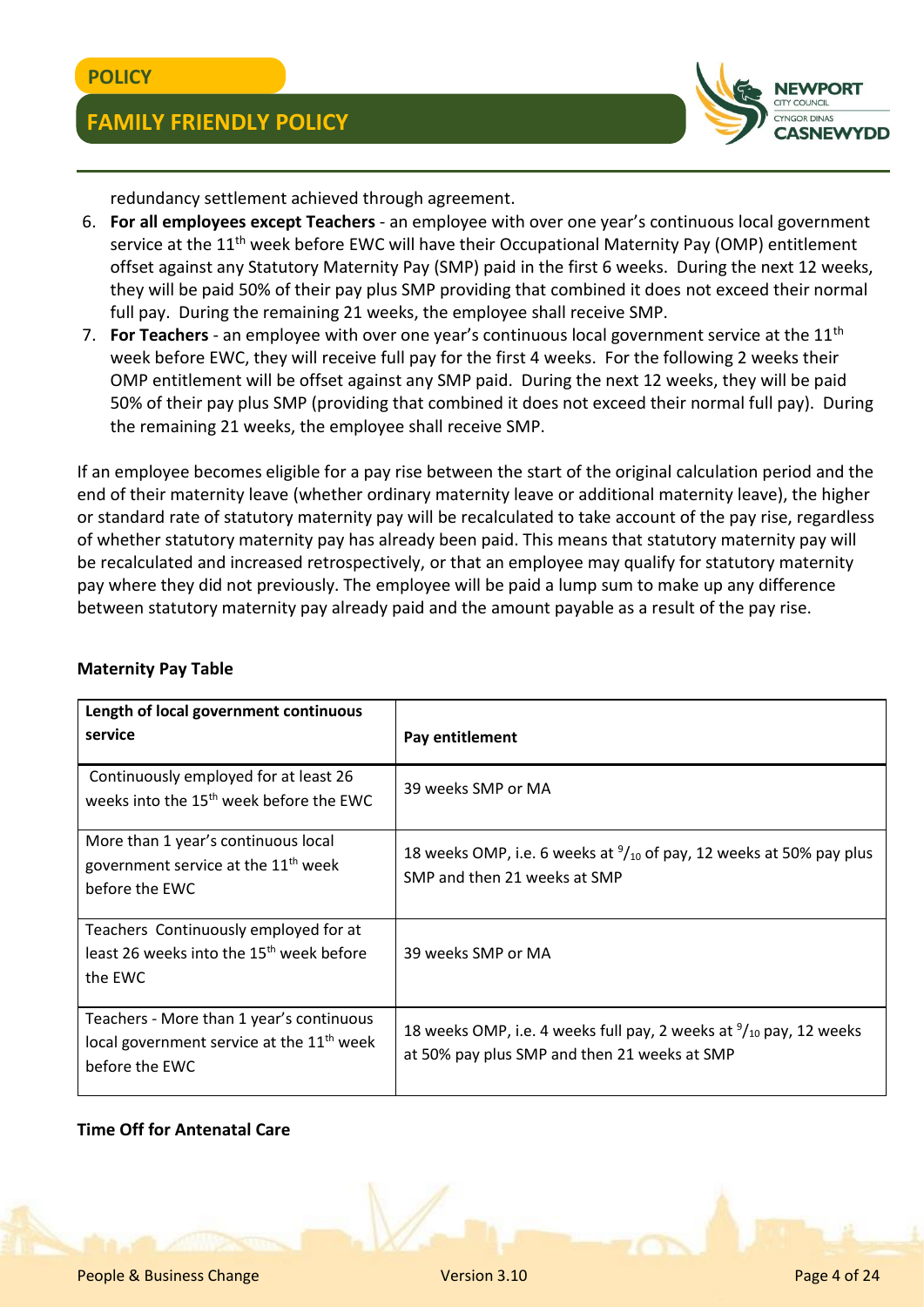redundancy settlement achieved through agreement.

6. **For all employees except Teachers** - an employee with over one year's continuous local government service at the 11th week before EWC will have their Occupational Maternity Pay (OMP) entitlement offset against any Statutory Maternity Pay (SMP) paid in the first 6 weeks. During the next 12 weeks, they will be paid 50% of their pay plus SMP providing that combined it does not exceed their normal full pay. During the remaining 21 weeks, the employee shall receive SMP.
7. **For Teachers** - an employee with over one year's continuous local government service at the 11th week before EWC, they will receive full pay for the first 4 weeks. For the following 2 weeks their OMP entitlement will be offset against any SMP paid. During the next 12 weeks, they will be paid 50% of their pay plus SMP (providing that combined it does not exceed their normal full pay). During the remaining 21 weeks, the employee shall receive SMP.

If an employee becomes eligible for a pay rise between the start of the original calculation period and the end of their maternity leave (whether ordinary maternity leave or additional maternity leave), the higher or standard rate of statutory maternity pay will be recalculated to take account of the pay rise, regardless of whether statutory maternity pay has already been paid. This means that statutory maternity pay will be recalculated and increased retrospectively, or that an employee may qualify for statutory maternity pay where they did not previously. The employee will be paid a lump sum to make up any difference between statutory maternity pay already paid and the amount payable as a result of the pay rise.

**Maternity Pay Table**

| Length of local government continuous service | Pay entitlement |
|---|---|
| Continuously employed for at least 26 weeks into the 15th week before the EWC | 39 weeks SMP or MA |
| More than 1 year's continuous local government service at the 11th week before the EWC | 18 weeks OMP, i.e. 6 weeks at $^{9}/_{10}$ of pay, 12 weeks at 50% pay plus SMP and then 21 weeks at SMP |
| Teachers Continuously employed for at least 26 weeks into the 15th week before the EWC | 39 weeks SMP or MA |
| Teachers - More than 1 year's continuous local government service at the 11th week before the EWC | 18 weeks OMP, i.e. 4 weeks full pay, 2 weeks at $^{9}/_{10}$ pay, 12 weeks at 50% pay plus SMP and then 21 weeks at SMP |

**Time Off for Antenatal Care**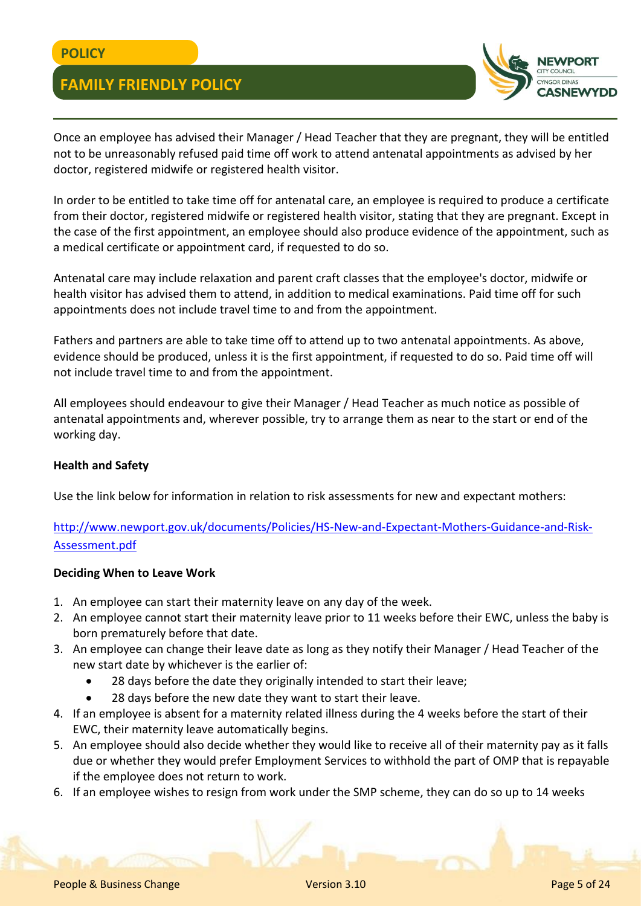Once an employee has advised their Manager / Head Teacher that they are pregnant, they will be entitled not to be unreasonably refused paid time off work to attend antenatal appointments as advised by her doctor, registered midwife or registered health visitor.

In order to be entitled to take time off for antenatal care, an employee is required to produce a certificate from their doctor, registered midwife or registered health visitor, stating that they are pregnant. Except in the case of the first appointment, an employee should also produce evidence of the appointment, such as a medical certificate or appointment card, if requested to do so.

Antenatal care may include relaxation and parent craft classes that the employee's doctor, midwife or health visitor has advised them to attend, in addition to medical examinations. Paid time off for such appointments does not include travel time to and from the appointment.

Fathers and partners are able to take time off to attend up to two antenatal appointments. As above, evidence should be produced, unless it is the first appointment, if requested to do so. Paid time off will not include travel time to and from the appointment.

All employees should endeavour to give their Manager / Head Teacher as much notice as possible of antenatal appointments and, wherever possible, try to arrange them as near to the start or end of the working day.

**Health and Safety**

Use the link below for information in relation to risk assessments for new and expectant mothers:

[http://www.newport.gov.uk/documents/Policies/HS-New-and-Expectant-Mothers-Guidance-and-Risk-Assessment.pdf](http://www.newport.gov.uk/documents/Policies/HS-New-and-Expectant-Mothers-Guidance-and-Risk-Assessment.pdf)

**Deciding When to Leave Work**

1. An employee can start their maternity leave on any day of the week.
2. An employee cannot start their maternity leave prior to 11 weeks before their EWC, unless the baby is born prematurely before that date.
3. An employee can change their leave date as long as they notify their Manager / Head Teacher of the new start date by whichever is the earlier of:
    - 28 days before the date they originally intended to start their leave;
    - 28 days before the new date they want to start their leave.
4. If an employee is absent for a maternity related illness during the 4 weeks before the start of their EWC, their maternity leave automatically begins.
5. An employee should also decide whether they would like to receive all of their maternity pay as it falls due or whether they would prefer Employment Services to withhold the part of OMP that is repayable if the employee does not return to work.
6. If an employee wishes to resign from work under the SMP scheme, they can do so up to 14 weeks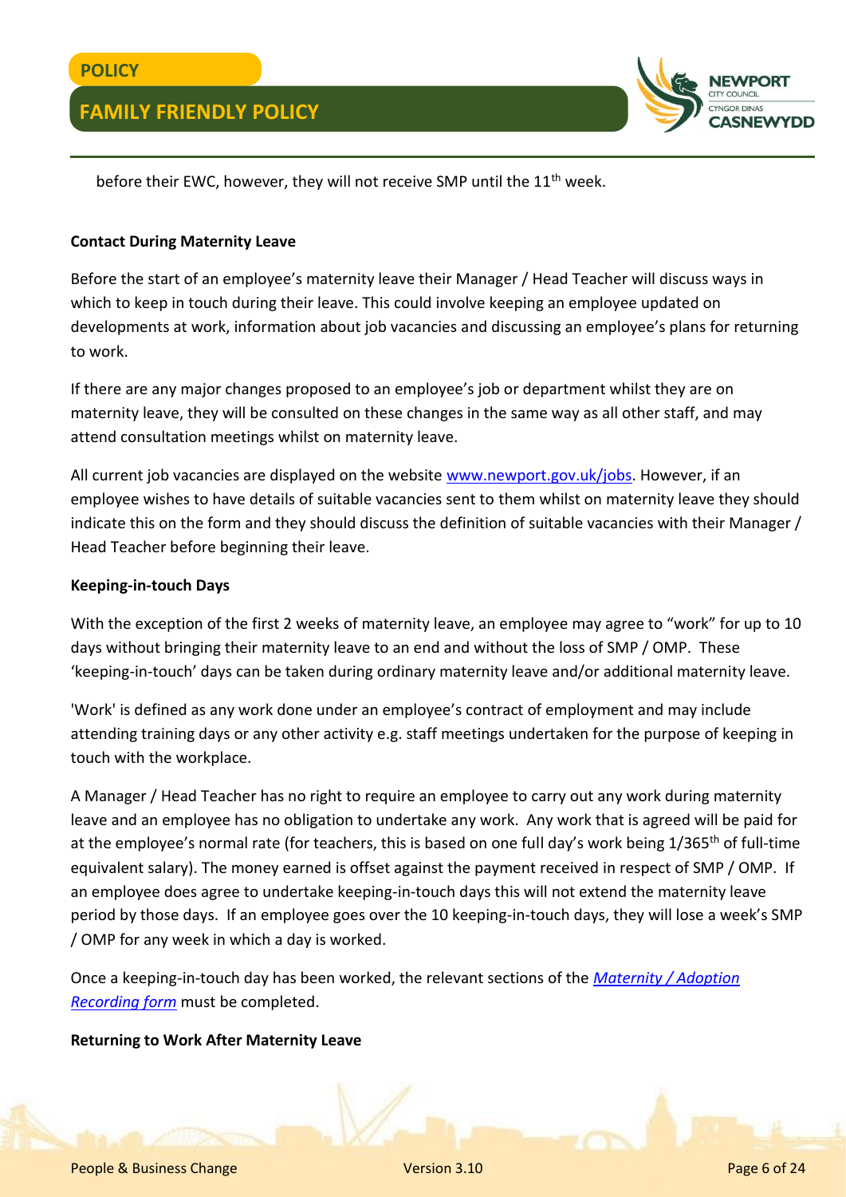before their EWC, however, they will not receive SMP until the 11th week.

**Contact During Maternity Leave**

Before the start of an employee's maternity leave their Manager / Head Teacher will discuss ways in which to keep in touch during their leave. This could involve keeping an employee updated on developments at work, information about job vacancies and discussing an employee's plans for returning to work.

If there are any major changes proposed to an employee's job or department whilst they are on maternity leave, they will be consulted on these changes in the same way as all other staff, and may attend consultation meetings whilst on maternity leave.

All current job vacancies are displayed on the website [www.newport.gov.uk/jobs](http://www.newport.gov.uk/jobs). However, if an employee wishes to have details of suitable vacancies sent to them whilst on maternity leave they should indicate this on the form and they should discuss the definition of suitable vacancies with their Manager / Head Teacher before beginning their leave.

**Keeping-in-touch Days**

With the exception of the first 2 weeks of maternity leave, an employee may agree to "work" for up to 10 days without bringing their maternity leave to an end and without the loss of SMP / OMP. These 'keeping-in-touch' days can be taken during ordinary maternity leave and/or additional maternity leave.

'Work' is defined as any work done under an employee's contract of employment and may include attending training days or any other activity e.g. staff meetings undertaken for the purpose of keeping in touch with the workplace.

A Manager / Head Teacher has no right to require an employee to carry out any work during maternity leave and an employee has no obligation to undertake any work. Any work that is agreed will be paid for at the employee's normal rate (for teachers, this is based on one full day's work being 1/365th of full-time equivalent salary). The money earned is offset against the payment received in respect of SMP / OMP. If an employee does agree to undertake keeping-in-touch days this will not extend the maternity leave period by those days. If an employee goes over the 10 keeping-in-touch days, they will lose a week's SMP / OMP for any week in which a day is worked.

Once a keeping-in-touch day has been worked, the relevant sections of the *Maternity / Adoption Recording form* must be completed.

**Returning to Work After Maternity Leave**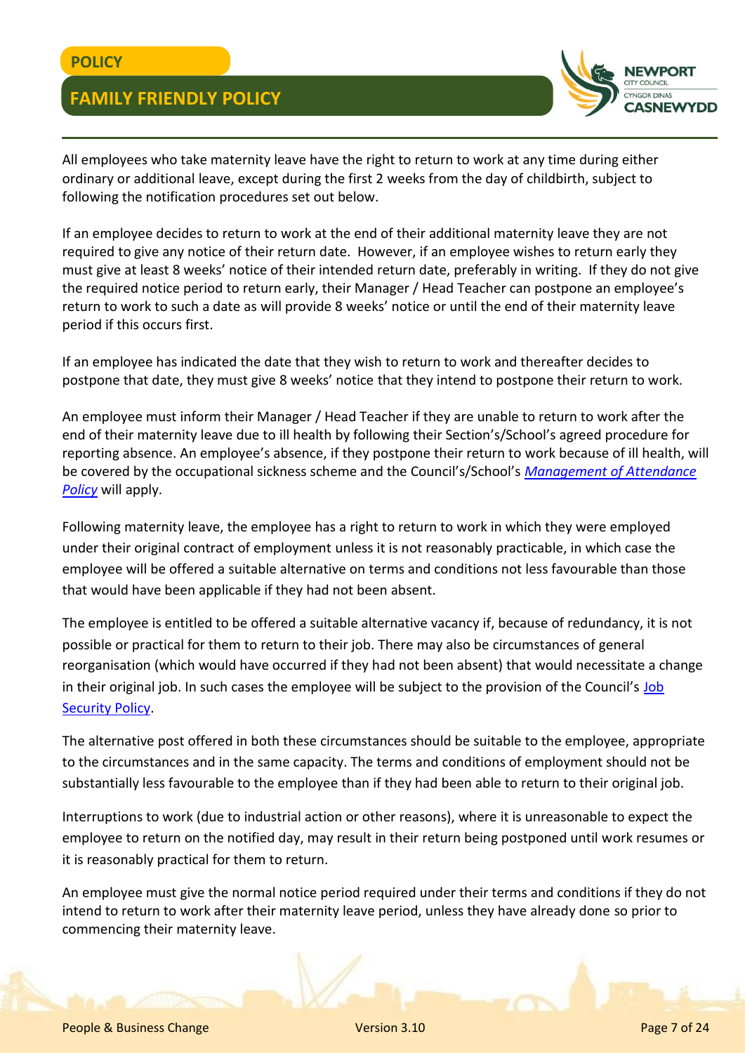All employees who take maternity leave have the right to return to work at any time during either ordinary or additional leave, except during the first 2 weeks from the day of childbirth, subject to following the notification procedures set out below.

If an employee decides to return to work at the end of their additional maternity leave they are not required to give any notice of their return date. However, if an employee wishes to return early they must give at least 8 weeks' notice of their intended return date, preferably in writing. If they do not give the required notice period to return early, their Manager / Head Teacher can postpone an employee's return to work to such a date as will provide 8 weeks' notice or until the end of their maternity leave period if this occurs first.

If an employee has indicated the date that they wish to return to work and thereafter decides to postpone that date, they must give 8 weeks' notice that they intend to postpone their return to work.

An employee must inform their Manager / Head Teacher if they are unable to return to work after the end of their maternity leave due to ill health by following their Section's/School's agreed procedure for reporting absence. An employee's absence, if they postpone their return to work because of ill health, will be covered by the occupational sickness scheme and the Council's/School's *Management of Attendance Policy* will apply.

Following maternity leave, the employee has a right to return to work in which they were employed under their original contract of employment unless it is not reasonably practicable, in which case the employee will be offered a suitable alternative on terms and conditions not less favourable than those that would have been applicable if they had not been absent.

The employee is entitled to be offered a suitable alternative vacancy if, because of redundancy, it is not possible or practical for them to return to their job. There may also be circumstances of general reorganisation (which would have occurred if they had not been absent) that would necessitate a change in their original job. In such cases the employee will be subject to the provision of the Council's Job Security Policy.

The alternative post offered in both these circumstances should be suitable to the employee, appropriate to the circumstances and in the same capacity. The terms and conditions of employment should not be substantially less favourable to the employee than if they had been able to return to their original job.

Interruptions to work (due to industrial action or other reasons), where it is unreasonable to expect the employee to return on the notified day, may result in their return being postponed until work resumes or it is reasonably practical for them to return.

An employee must give the normal notice period required under their terms and conditions if they do not intend to return to work after their maternity leave period, unless they have already done so prior to commencing their maternity leave.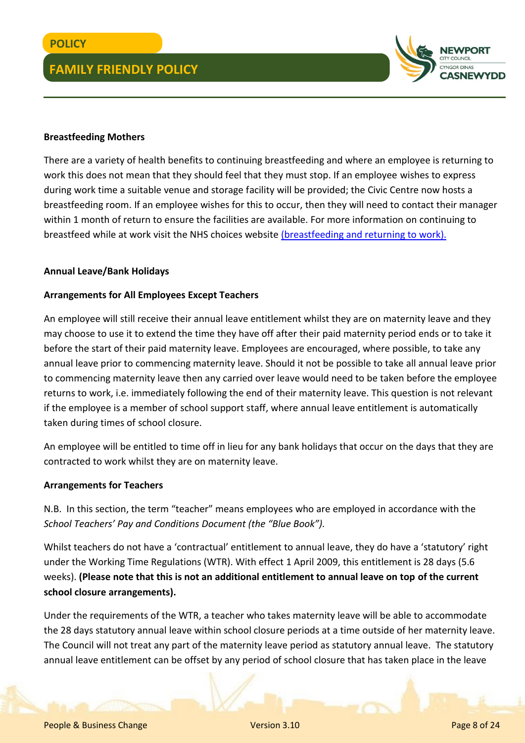**Breastfeeding Mothers**

There are a variety of health benefits to continuing breastfeeding and where an employee is returning to work this does not mean that they should feel that they must stop. If an employee wishes to express during work time a suitable venue and storage facility will be provided; the Civic Centre now hosts a breastfeeding room. If an employee wishes for this to occur, then they will need to contact their manager within 1 month of return to ensure the facilities are available. For more information on continuing to breastfeed while at work visit the NHS choices website (breastfeeding and returning to work).

**Annual Leave/Bank Holidays**

**Arrangements for All Employees Except Teachers**

An employee will still receive their annual leave entitlement whilst they are on maternity leave and they may choose to use it to extend the time they have off after their paid maternity period ends or to take it before the start of their paid maternity leave. Employees are encouraged, where possible, to take any annual leave prior to commencing maternity leave. Should it not be possible to take all annual leave prior to commencing maternity leave then any carried over leave would need to be taken before the employee returns to work, i.e. immediately following the end of their maternity leave. This question is not relevant if the employee is a member of school support staff, where annual leave entitlement is automatically taken during times of school closure.

An employee will be entitled to time off in lieu for any bank holidays that occur on the days that they are contracted to work whilst they are on maternity leave.

**Arrangements for Teachers**

N.B. In this section, the term "teacher" means employees who are employed in accordance with the *School Teachers' Pay and Conditions Document (the "Blue Book").*

Whilst teachers do not have a 'contractual' entitlement to annual leave, they do have a 'statutory' right under the Working Time Regulations (WTR). With effect 1 April 2009, this entitlement is 28 days (5.6 weeks). **(Please note that this is not an additional entitlement to annual leave on top of the current school closure arrangements).**

Under the requirements of the WTR, a teacher who takes maternity leave will be able to accommodate the 28 days statutory annual leave within school closure periods at a time outside of her maternity leave. The Council will not treat any part of the maternity leave period as statutory annual leave. The statutory annual leave entitlement can be offset by any period of school closure that has taken place in the leave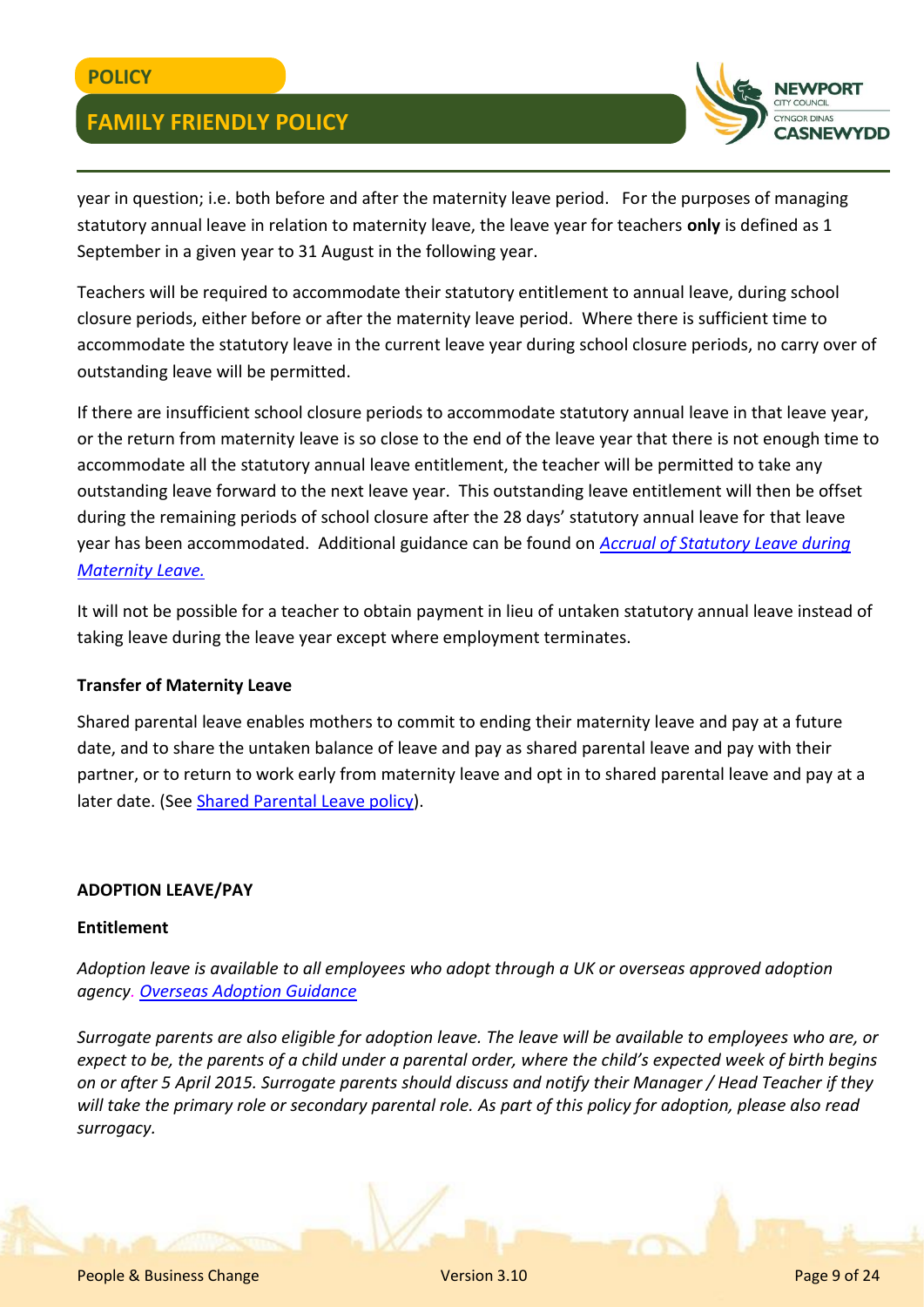year in question; i.e. both before and after the maternity leave period. For the purposes of managing statutory annual leave in relation to maternity leave, the leave year for teachers **only** is defined as 1 September in a given year to 31 August in the following year.

Teachers will be required to accommodate their statutory entitlement to annual leave, during school closure periods, either before or after the maternity leave period. Where there is sufficient time to accommodate the statutory leave in the current leave year during school closure periods, no carry over of outstanding leave will be permitted.

If there are insufficient school closure periods to accommodate statutory annual leave in that leave year, or the return from maternity leave is so close to the end of the leave year that there is not enough time to accommodate all the statutory annual leave entitlement, the teacher will be permitted to take any outstanding leave forward to the next leave year. This outstanding leave entitlement will then be offset during the remaining periods of school closure after the 28 days' statutory annual leave for that leave year has been accommodated. Additional guidance can be found on *Accrual of Statutory Leave during Maternity Leave.*

It will not be possible for a teacher to obtain payment in lieu of untaken statutory annual leave instead of taking leave during the leave year except where employment terminates.

**Transfer of Maternity Leave**

Shared parental leave enables mothers to commit to ending their maternity leave and pay at a future date, and to share the untaken balance of leave and pay as shared parental leave and pay with their partner, or to return to work early from maternity leave and opt in to shared parental leave and pay at a later date. (See Shared Parental Leave policy).

**ADOPTION LEAVE/PAY**

**Entitlement**

*Adoption leave is available to all employees who adopt through a UK or overseas approved adoption agency. Overseas Adoption Guidance*

*Surrogate parents are also eligible for adoption leave. The leave will be available to employees who are, or expect to be, the parents of a child under a parental order, where the child's expected week of birth begins on or after 5 April 2015. Surrogate parents should discuss and notify their Manager / Head Teacher if they will take the primary role or secondary parental role. As part of this policy for adoption, please also read surrogacy.*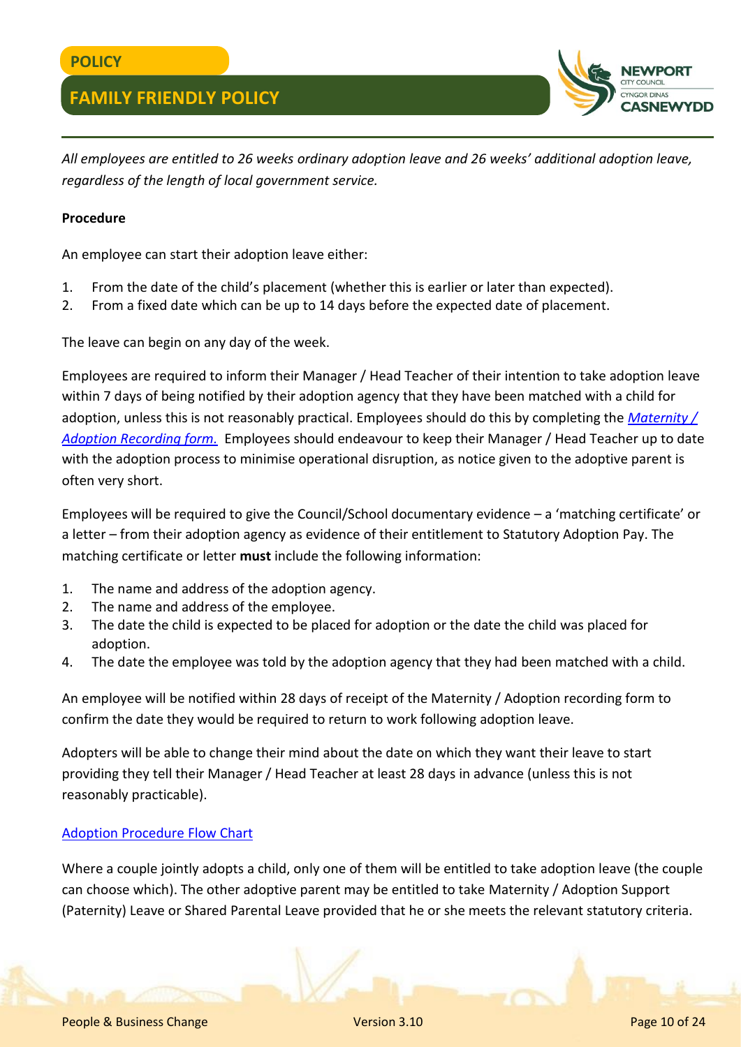*All employees are entitled to 26 weeks ordinary adoption leave and 26 weeks' additional adoption leave, regardless of the length of local government service.*

**Procedure**

An employee can start their adoption leave either:

1. From the date of the child's placement (whether this is earlier or later than expected).
2. From a fixed date which can be up to 14 days before the expected date of placement.

The leave can begin on any day of the week.

Employees are required to inform their Manager / Head Teacher of their intention to take adoption leave within 7 days of being notified by their adoption agency that they have been matched with a child for adoption, unless this is not reasonably practical. Employees should do this by completing the *Maternity / Adoption Recording form.* Employees should endeavour to keep their Manager / Head Teacher up to date with the adoption process to minimise operational disruption, as notice given to the adoptive parent is often very short.

Employees will be required to give the Council/School documentary evidence – a 'matching certificate' or a letter – from their adoption agency as evidence of their entitlement to Statutory Adoption Pay. The matching certificate or letter **must** include the following information:

1. The name and address of the adoption agency.
2. The name and address of the employee.
3. The date the child is expected to be placed for adoption or the date the child was placed for adoption.
4. The date the employee was told by the adoption agency that they had been matched with a child.

An employee will be notified within 28 days of receipt of the Maternity / Adoption recording form to confirm the date they would be required to return to work following adoption leave.

Adopters will be able to change their mind about the date on which they want their leave to start providing they tell their Manager / Head Teacher at least 28 days in advance (unless this is not reasonably practicable).

Adoption Procedure Flow Chart

Where a couple jointly adopts a child, only one of them will be entitled to take adoption leave (the couple can choose which). The other adoptive parent may be entitled to take Maternity / Adoption Support (Paternity) Leave or Shared Parental Leave provided that he or she meets the relevant statutory criteria.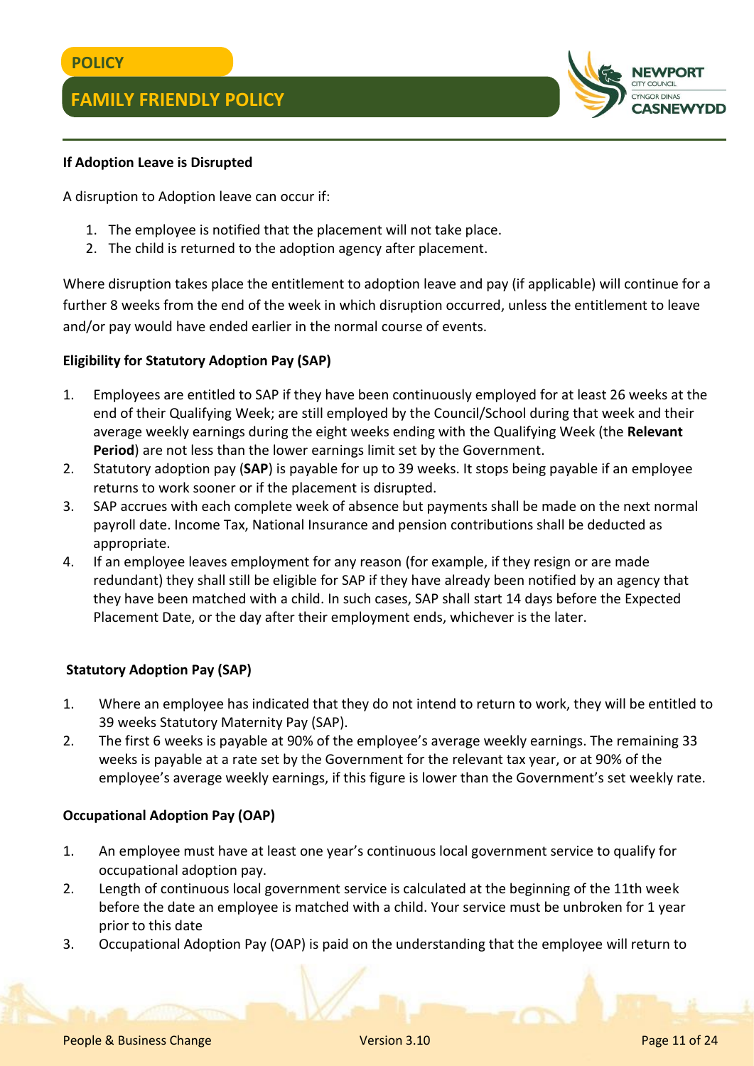#### If Adoption Leave is Disrupted

A disruption to Adoption leave can occur if:

1. The employee is notified that the placement will not take place.
2. The child is returned to the adoption agency after placement.

Where disruption takes place the entitlement to adoption leave and pay (if applicable) will continue for a further 8 weeks from the end of the week in which disruption occurred, unless the entitlement to leave and/or pay would have ended earlier in the normal course of events.

#### Eligibility for Statutory Adoption Pay (SAP)

1. Employees are entitled to SAP if they have been continuously employed for at least 26 weeks at the end of their Qualifying Week; are still employed by the Council/School during that week and their average weekly earnings during the eight weeks ending with the Qualifying Week (the **Relevant Period**) are not less than the lower earnings limit set by the Government.
2. Statutory adoption pay (**SAP**) is payable for up to 39 weeks. It stops being payable if an employee returns to work sooner or if the placement is disrupted.
3. SAP accrues with each complete week of absence but payments shall be made on the next normal payroll date. Income Tax, National Insurance and pension contributions shall be deducted as appropriate.
4. If an employee leaves employment for any reason (for example, if they resign or are made redundant) they shall still be eligible for SAP if they have already been notified by an agency that they have been matched with a child. In such cases, SAP shall start 14 days before the Expected Placement Date, or the day after their employment ends, whichever is the later.

#### Statutory Adoption Pay (SAP)

1. Where an employee has indicated that they do not intend to return to work, they will be entitled to 39 weeks Statutory Maternity Pay (SAP).
2. The first 6 weeks is payable at 90% of the employee's average weekly earnings. The remaining 33 weeks is payable at a rate set by the Government for the relevant tax year, or at 90% of the employee's average weekly earnings, if this figure is lower than the Government's set weekly rate.

#### Occupational Adoption Pay (OAP)

1. An employee must have at least one year's continuous local government service to qualify for occupational adoption pay.
2. Length of continuous local government service is calculated at the beginning of the 11th week before the date an employee is matched with a child. Your service must be unbroken for 1 year prior to this date
3. Occupational Adoption Pay (OAP) is paid on the understanding that the employee will return to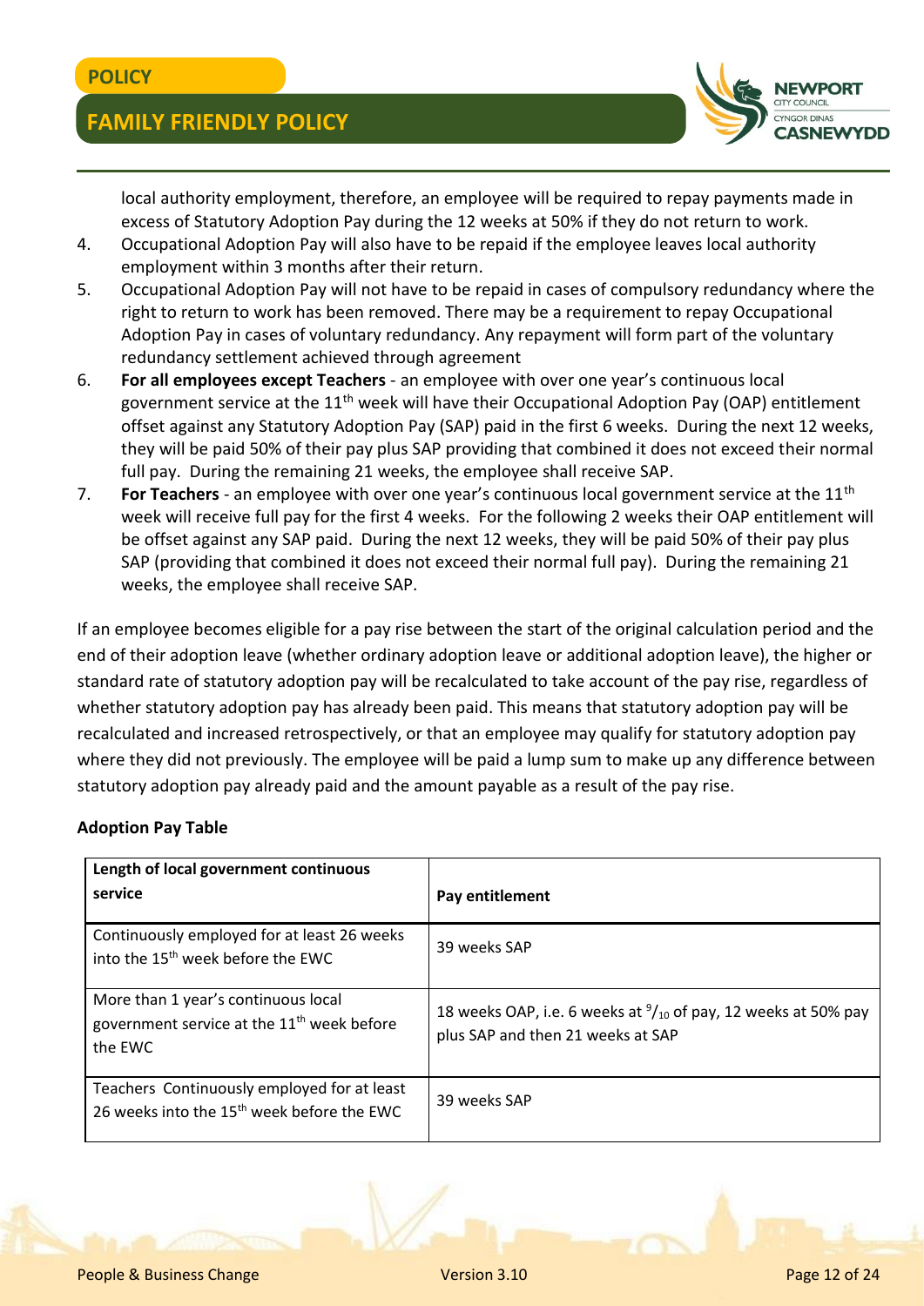local authority employment, therefore, an employee will be required to repay payments made in excess of Statutory Adoption Pay during the 12 weeks at 50% if they do not return to work.

4. Occupational Adoption Pay will also have to be repaid if the employee leaves local authority employment within 3 months after their return.
5. Occupational Adoption Pay will not have to be repaid in cases of compulsory redundancy where the right to return to work has been removed. There may be a requirement to repay Occupational Adoption Pay in cases of voluntary redundancy. Any repayment will form part of the voluntary redundancy settlement achieved through agreement
6. **For all employees except Teachers** - an employee with over one year's continuous local government service at the 11th week will have their Occupational Adoption Pay (OAP) entitlement offset against any Statutory Adoption Pay (SAP) paid in the first 6 weeks. During the next 12 weeks, they will be paid 50% of their pay plus SAP providing that combined it does not exceed their normal full pay. During the remaining 21 weeks, the employee shall receive SAP.
7. **For Teachers** - an employee with over one year's continuous local government service at the 11th week will receive full pay for the first 4 weeks. For the following 2 weeks their OAP entitlement will be offset against any SAP paid. During the next 12 weeks, they will be paid 50% of their pay plus SAP (providing that combined it does not exceed their normal full pay). During the remaining 21 weeks, the employee shall receive SAP.

If an employee becomes eligible for a pay rise between the start of the original calculation period and the end of their adoption leave (whether ordinary adoption leave or additional adoption leave), the higher or standard rate of statutory adoption pay will be recalculated to take account of the pay rise, regardless of whether statutory adoption pay has already been paid. This means that statutory adoption pay will be recalculated and increased retrospectively, or that an employee may qualify for statutory adoption pay where they did not previously. The employee will be paid a lump sum to make up any difference between statutory adoption pay already paid and the amount payable as a result of the pay rise.

**Adoption Pay Table**

| Length of local government continuous service | Pay entitlement |
|---|---|
| Continuously employed for at least 26 weeks into the 15th week before the EWC | 39 weeks SAP |
| More than 1 year's continuous local government service at the 11th week before the EWC | 18 weeks OAP, i.e. 6 weeks at $^{9}/_{10}$ of pay, 12 weeks at 50% pay plus SAP and then 21 weeks at SAP |
| Teachers Continuously employed for at least 26 weeks into the 15th week before the EWC | 39 weeks SAP |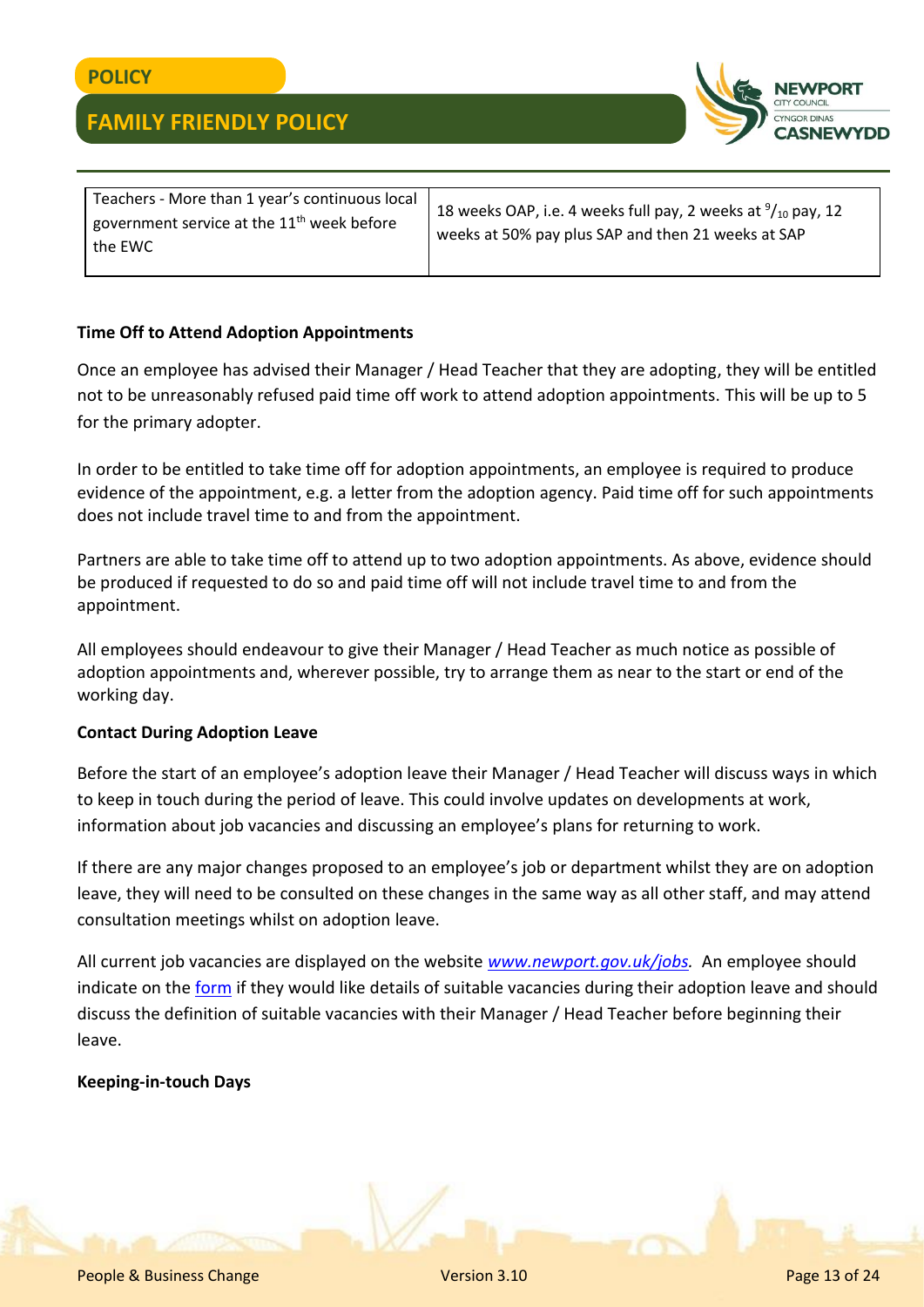| | |
|---|---|
| Teachers - More than 1 year's continuous local government service at the 11th week before the EWC | 18 weeks OAP, i.e. 4 weeks full pay, 2 weeks at $^{9}/_{10}$ pay, 12 weeks at 50% pay plus SAP and then 21 weeks at SAP |

**Time Off to Attend Adoption Appointments**

Once an employee has advised their Manager / Head Teacher that they are adopting, they will be entitled not to be unreasonably refused paid time off work to attend adoption appointments. This will be up to 5 for the primary adopter.

In order to be entitled to take time off for adoption appointments, an employee is required to produce evidence of the appointment, e.g. a letter from the adoption agency. Paid time off for such appointments does not include travel time to and from the appointment.

Partners are able to take time off to attend up to two adoption appointments. As above, evidence should be produced if requested to do so and paid time off will not include travel time to and from the appointment.

All employees should endeavour to give their Manager / Head Teacher as much notice as possible of adoption appointments and, wherever possible, try to arrange them as near to the start or end of the working day.

**Contact During Adoption Leave**

Before the start of an employee's adoption leave their Manager / Head Teacher will discuss ways in which to keep in touch during the period of leave. This could involve updates on developments at work, information about job vacancies and discussing an employee's plans for returning to work.

If there are any major changes proposed to an employee's job or department whilst they are on adoption leave, they will need to be consulted on these changes in the same way as all other staff, and may attend consultation meetings whilst on adoption leave.

All current job vacancies are displayed on the website *www.newport.gov.uk/jobs.* An employee should indicate on the form if they would like details of suitable vacancies during their adoption leave and should discuss the definition of suitable vacancies with their Manager / Head Teacher before beginning their leave.

**Keeping-in-touch Days**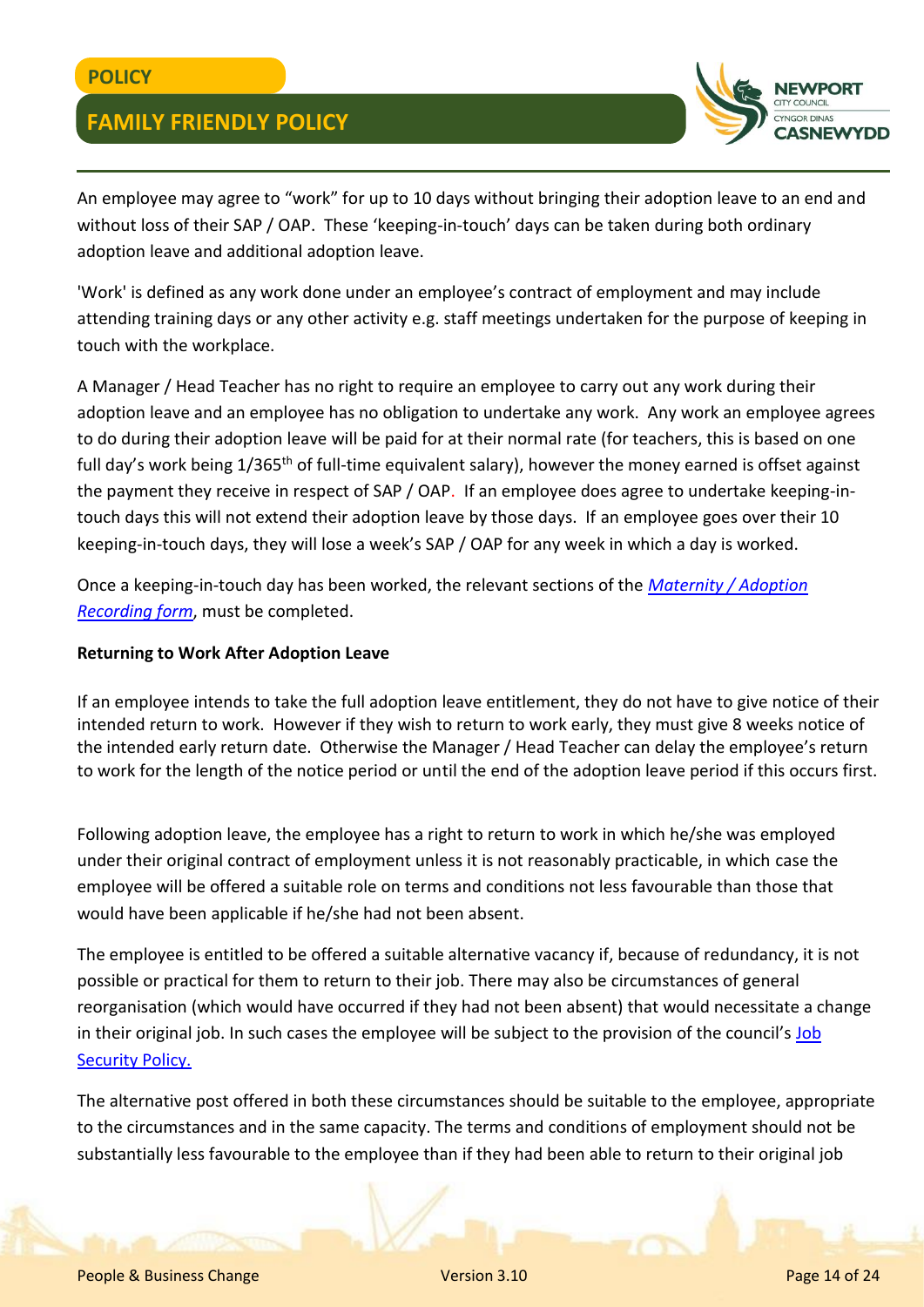An employee may agree to "work" for up to 10 days without bringing their adoption leave to an end and without loss of their SAP / OAP. These 'keeping-in-touch' days can be taken during both ordinary adoption leave and additional adoption leave.

'Work' is defined as any work done under an employee's contract of employment and may include attending training days or any other activity e.g. staff meetings undertaken for the purpose of keeping in touch with the workplace.

A Manager / Head Teacher has no right to require an employee to carry out any work during their adoption leave and an employee has no obligation to undertake any work. Any work an employee agrees to do during their adoption leave will be paid for at their normal rate (for teachers, this is based on one full day's work being 1/365th of full-time equivalent salary), however the money earned is offset against the payment they receive in respect of SAP / OAP. If an employee does agree to undertake keeping-in-touch days this will not extend their adoption leave by those days. If an employee goes over their 10 keeping-in-touch days, they will lose a week's SAP / OAP for any week in which a day is worked.

Once a keeping-in-touch day has been worked, the relevant sections of the *Maternity / Adoption Recording form*, must be completed.

**Returning to Work After Adoption Leave**

If an employee intends to take the full adoption leave entitlement, they do not have to give notice of their intended return to work. However if they wish to return to work early, they must give 8 weeks notice of the intended early return date. Otherwise the Manager / Head Teacher can delay the employee's return to work for the length of the notice period or until the end of the adoption leave period if this occurs first.

Following adoption leave, the employee has a right to return to work in which he/she was employed under their original contract of employment unless it is not reasonably practicable, in which case the employee will be offered a suitable role on terms and conditions not less favourable than those that would have been applicable if he/she had not been absent.

The employee is entitled to be offered a suitable alternative vacancy if, because of redundancy, it is not possible or practical for them to return to their job. There may also be circumstances of general reorganisation (which would have occurred if they had not been absent) that would necessitate a change in their original job. In such cases the employee will be subject to the provision of the council's Job Security Policy.

The alternative post offered in both these circumstances should be suitable to the employee, appropriate to the circumstances and in the same capacity. The terms and conditions of employment should not be substantially less favourable to the employee than if they had been able to return to their original job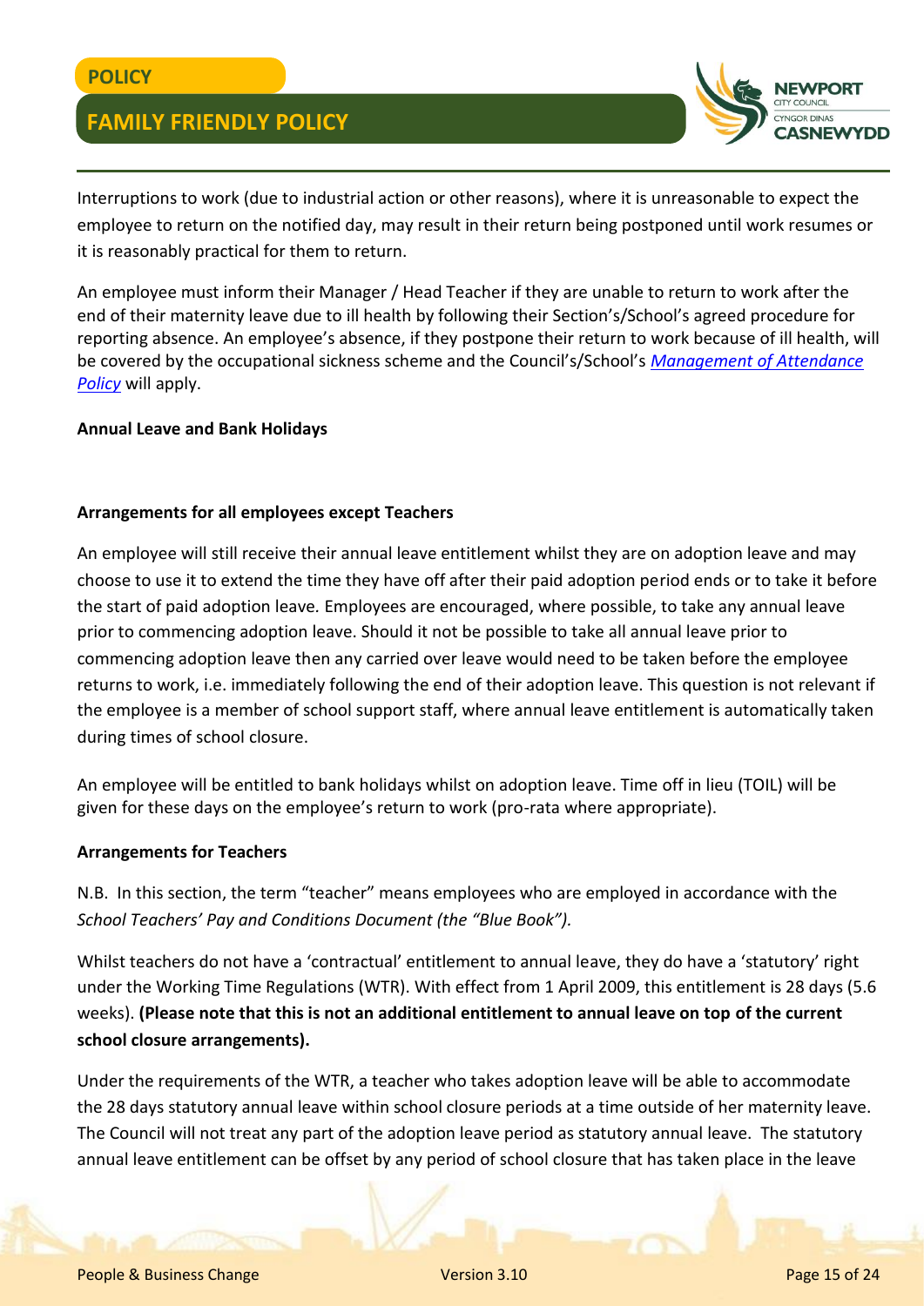Interruptions to work (due to industrial action or other reasons), where it is unreasonable to expect the employee to return on the notified day, may result in their return being postponed until work resumes or it is reasonably practical for them to return.

An employee must inform their Manager / Head Teacher if they are unable to return to work after the end of their maternity leave due to ill health by following their Section's/School's agreed procedure for reporting absence. An employee's absence, if they postpone their return to work because of ill health, will be covered by the occupational sickness scheme and the Council's/School's *Management of Attendance Policy* will apply.

**Annual Leave and Bank Holidays**

**Arrangements for all employees except Teachers**

An employee will still receive their annual leave entitlement whilst they are on adoption leave and may choose to use it to extend the time they have off after their paid adoption period ends or to take it before the start of paid adoption leave. Employees are encouraged, where possible, to take any annual leave prior to commencing adoption leave. Should it not be possible to take all annual leave prior to commencing adoption leave then any carried over leave would need to be taken before the employee returns to work, i.e. immediately following the end of their adoption leave. This question is not relevant if the employee is a member of school support staff, where annual leave entitlement is automatically taken during times of school closure.

An employee will be entitled to bank holidays whilst on adoption leave. Time off in lieu (TOIL) will be given for these days on the employee's return to work (pro-rata where appropriate).

**Arrangements for Teachers**

N.B. In this section, the term "teacher" means employees who are employed in accordance with the *School Teachers' Pay and Conditions Document (the "Blue Book").*

Whilst teachers do not have a 'contractual' entitlement to annual leave, they do have a 'statutory' right under the Working Time Regulations (WTR). With effect from 1 April 2009, this entitlement is 28 days (5.6 weeks). **(Please note that this is not an additional entitlement to annual leave on top of the current school closure arrangements).**

Under the requirements of the WTR, a teacher who takes adoption leave will be able to accommodate the 28 days statutory annual leave within school closure periods at a time outside of her maternity leave. The Council will not treat any part of the adoption leave period as statutory annual leave. The statutory annual leave entitlement can be offset by any period of school closure that has taken place in the leave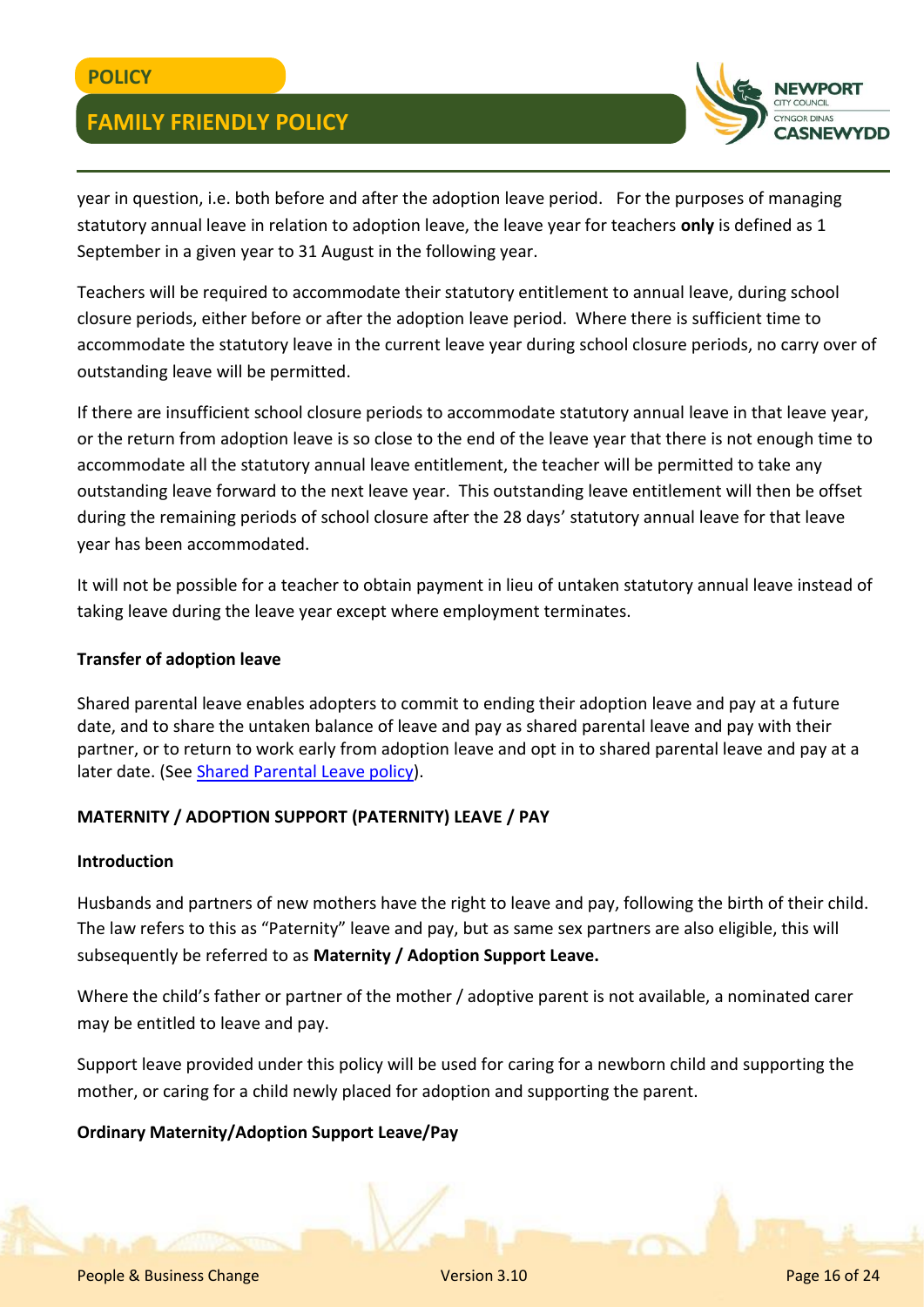year in question, i.e. both before and after the adoption leave period. For the purposes of managing statutory annual leave in relation to adoption leave, the leave year for teachers **only** is defined as 1 September in a given year to 31 August in the following year.

Teachers will be required to accommodate their statutory entitlement to annual leave, during school closure periods, either before or after the adoption leave period. Where there is sufficient time to accommodate the statutory leave in the current leave year during school closure periods, no carry over of outstanding leave will be permitted.

If there are insufficient school closure periods to accommodate statutory annual leave in that leave year, or the return from adoption leave is so close to the end of the leave year that there is not enough time to accommodate all the statutory annual leave entitlement, the teacher will be permitted to take any outstanding leave forward to the next leave year. This outstanding leave entitlement will then be offset during the remaining periods of school closure after the 28 days' statutory annual leave for that leave year has been accommodated.

It will not be possible for a teacher to obtain payment in lieu of untaken statutory annual leave instead of taking leave during the leave year except where employment terminates.

**Transfer of adoption leave**

Shared parental leave enables adopters to commit to ending their adoption leave and pay at a future date, and to share the untaken balance of leave and pay as shared parental leave and pay with their partner, or to return to work early from adoption leave and opt in to shared parental leave and pay at a later date. (See [Shared Parental Leave policy]).

## MATERNITY / ADOPTION SUPPORT (PATERNITY) LEAVE / PAY

**Introduction**

Husbands and partners of new mothers have the right to leave and pay, following the birth of their child. The law refers to this as "Paternity" leave and pay, but as same sex partners are also eligible, this will subsequently be referred to as **Maternity / Adoption Support Leave.**

Where the child's father or partner of the mother / adoptive parent is not available, a nominated carer may be entitled to leave and pay.

Support leave provided under this policy will be used for caring for a newborn child and supporting the mother, or caring for a child newly placed for adoption and supporting the parent.

**Ordinary Maternity/Adoption Support Leave/Pay**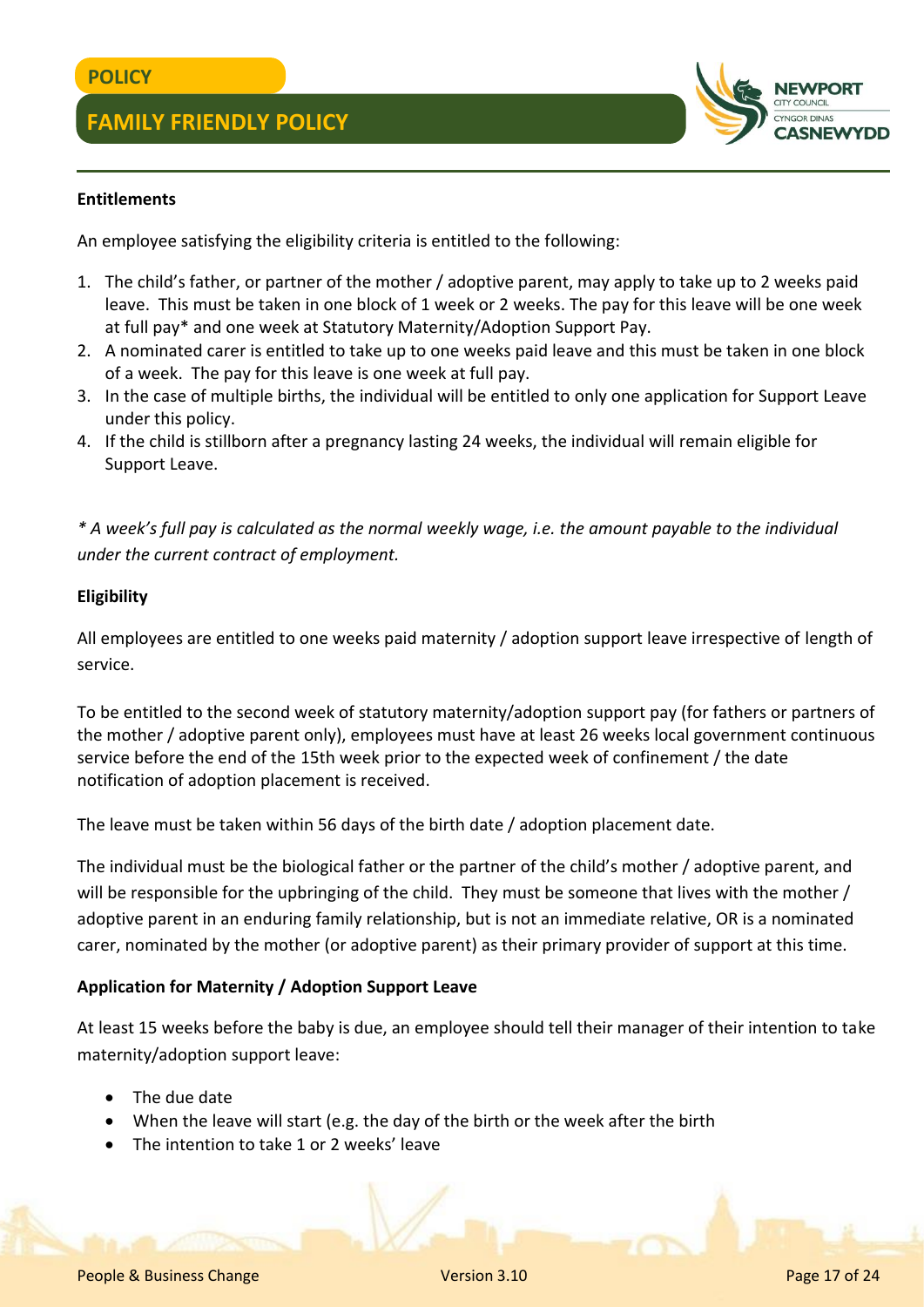#### Entitlements

An employee satisfying the eligibility criteria is entitled to the following:

1. The child's father, or partner of the mother / adoptive parent, may apply to take up to 2 weeks paid leave. This must be taken in one block of 1 week or 2 weeks. The pay for this leave will be one week at full pay* and one week at Statutory Maternity/Adoption Support Pay.
2. A nominated carer is entitled to take up to one weeks paid leave and this must be taken in one block of a week. The pay for this leave is one week at full pay.
3. In the case of multiple births, the individual will be entitled to only one application for Support Leave under this policy.
4. If the child is stillborn after a pregnancy lasting 24 weeks, the individual will remain eligible for Support Leave.

*\* A week's full pay is calculated as the normal weekly wage, i.e. the amount payable to the individual under the current contract of employment.*

#### Eligibility

All employees are entitled to one weeks paid maternity / adoption support leave irrespective of length of service.

To be entitled to the second week of statutory maternity/adoption support pay (for fathers or partners of the mother / adoptive parent only), employees must have at least 26 weeks local government continuous service before the end of the 15th week prior to the expected week of confinement / the date notification of adoption placement is received.

The leave must be taken within 56 days of the birth date / adoption placement date.

The individual must be the biological father or the partner of the child's mother / adoptive parent, and will be responsible for the upbringing of the child. They must be someone that lives with the mother / adoptive parent in an enduring family relationship, but is not an immediate relative, OR is a nominated carer, nominated by the mother (or adoptive parent) as their primary provider of support at this time.

#### Application for Maternity / Adoption Support Leave

At least 15 weeks before the baby is due, an employee should tell their manager of their intention to take maternity/adoption support leave:

- The due date
- When the leave will start (e.g. the day of the birth or the week after the birth
- The intention to take 1 or 2 weeks' leave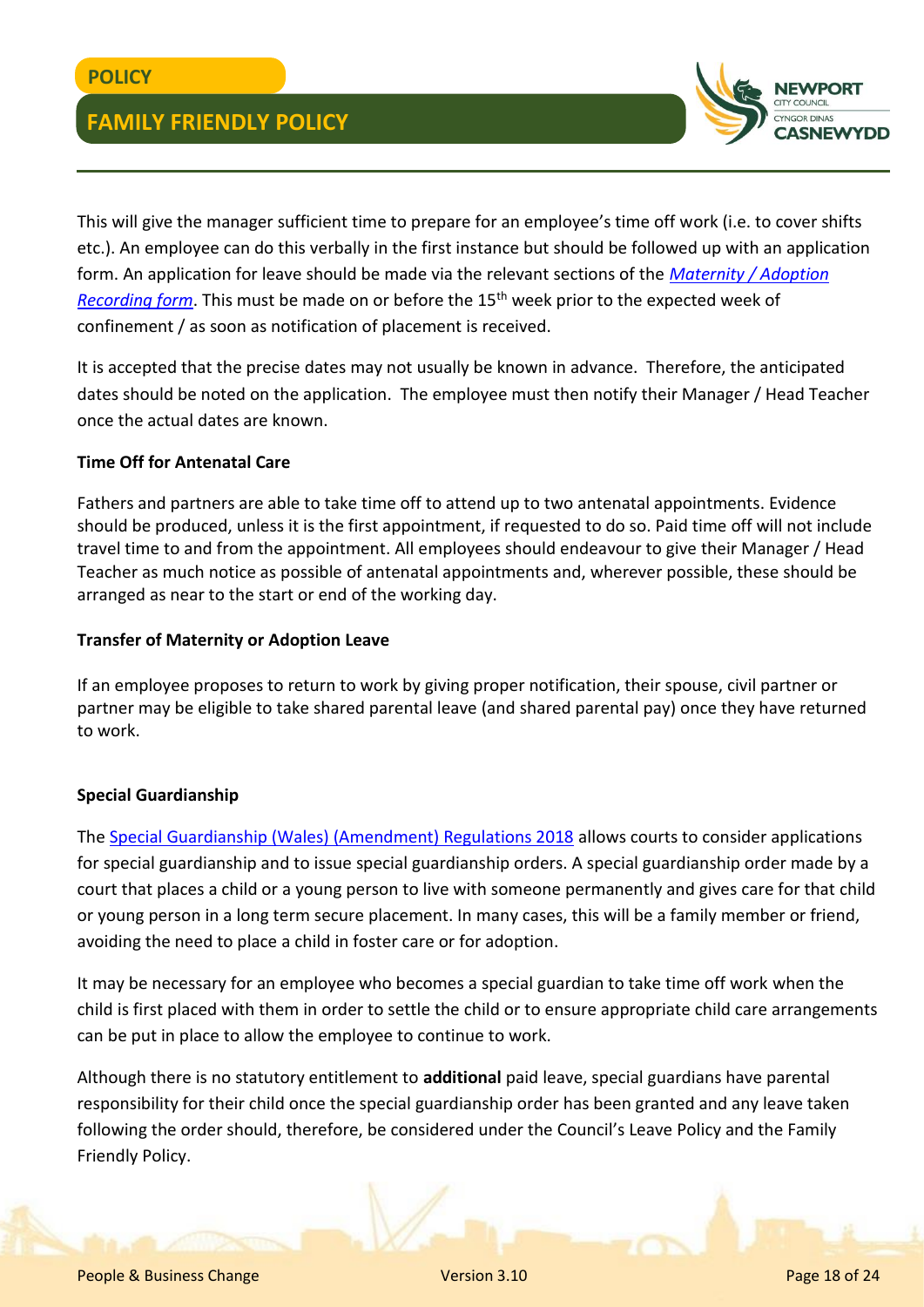This will give the manager sufficient time to prepare for an employee's time off work (i.e. to cover shifts etc.). An employee can do this verbally in the first instance but should be followed up with an application form. An application for leave should be made via the relevant sections of the [*Maternity / Adoption Recording form*](). This must be made on or before the 15th week prior to the expected week of confinement / as soon as notification of placement is received.

It is accepted that the precise dates may not usually be known in advance. Therefore, the anticipated dates should be noted on the application. The employee must then notify their Manager / Head Teacher once the actual dates are known.

**Time Off for Antenatal Care**

Fathers and partners are able to take time off to attend up to two antenatal appointments. Evidence should be produced, unless it is the first appointment, if requested to do so. Paid time off will not include travel time to and from the appointment. All employees should endeavour to give their Manager / Head Teacher as much notice as possible of antenatal appointments and, wherever possible, these should be arranged as near to the start or end of the working day.

**Transfer of Maternity or Adoption Leave**

If an employee proposes to return to work by giving proper notification, their spouse, civil partner or partner may be eligible to take shared parental leave (and shared parental pay) once they have returned to work.

**Special Guardianship**

The [Special Guardianship (Wales) (Amendment) Regulations 2018]() allows courts to consider applications for special guardianship and to issue special guardianship orders. A special guardianship order made by a court that places a child or a young person to live with someone permanently and gives care for that child or young person in a long term secure placement. In many cases, this will be a family member or friend, avoiding the need to place a child in foster care or for adoption.

It may be necessary for an employee who becomes a special guardian to take time off work when the child is first placed with them in order to settle the child or to ensure appropriate child care arrangements can be put in place to allow the employee to continue to work.

Although there is no statutory entitlement to **additional** paid leave, special guardians have parental responsibility for their child once the special guardianship order has been granted and any leave taken following the order should, therefore, be considered under the Council's Leave Policy and the Family Friendly Policy.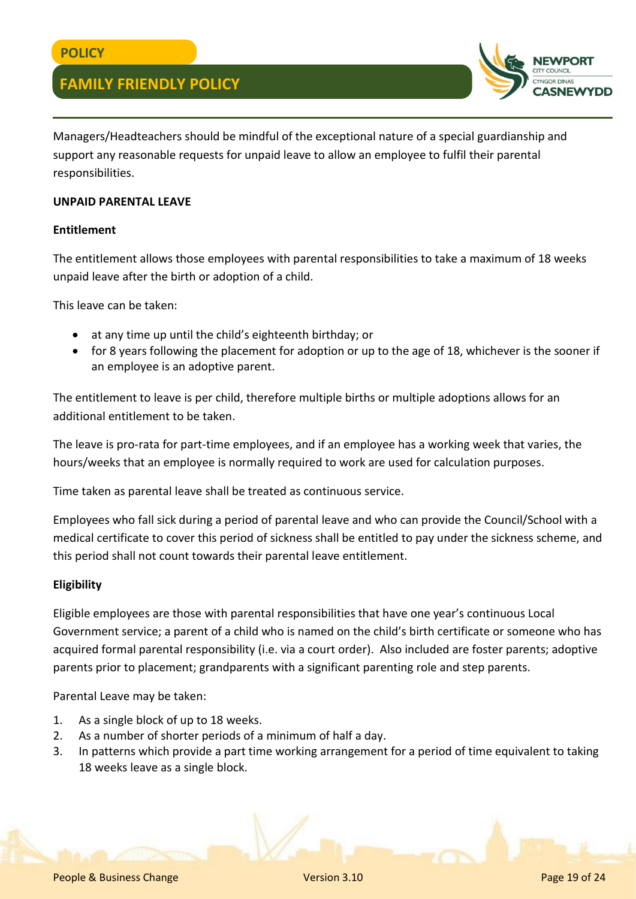Managers/Headteachers should be mindful of the exceptional nature of a special guardianship and support any reasonable requests for unpaid leave to allow an employee to fulfil their parental responsibilities.

**UNPAID PARENTAL LEAVE**

**Entitlement**

The entitlement allows those employees with parental responsibilities to take a maximum of 18 weeks unpaid leave after the birth or adoption of a child.

This leave can be taken:

- at any time up until the child's eighteenth birthday; or
- for 8 years following the placement for adoption or up to the age of 18, whichever is the sooner if an employee is an adoptive parent.

The entitlement to leave is per child, therefore multiple births or multiple adoptions allows for an additional entitlement to be taken.

The leave is pro-rata for part-time employees, and if an employee has a working week that varies, the hours/weeks that an employee is normally required to work are used for calculation purposes.

Time taken as parental leave shall be treated as continuous service.

Employees who fall sick during a period of parental leave and who can provide the Council/School with a medical certificate to cover this period of sickness shall be entitled to pay under the sickness scheme, and this period shall not count towards their parental leave entitlement.

**Eligibility**

Eligible employees are those with parental responsibilities that have one year's continuous Local Government service; a parent of a child who is named on the child's birth certificate or someone who has acquired formal parental responsibility (i.e. via a court order). Also included are foster parents; adoptive parents prior to placement; grandparents with a significant parenting role and step parents.

Parental Leave may be taken:

1. As a single block of up to 18 weeks.
2. As a number of shorter periods of a minimum of half a day.
3. In patterns which provide a part time working arrangement for a period of time equivalent to taking 18 weeks leave as a single block.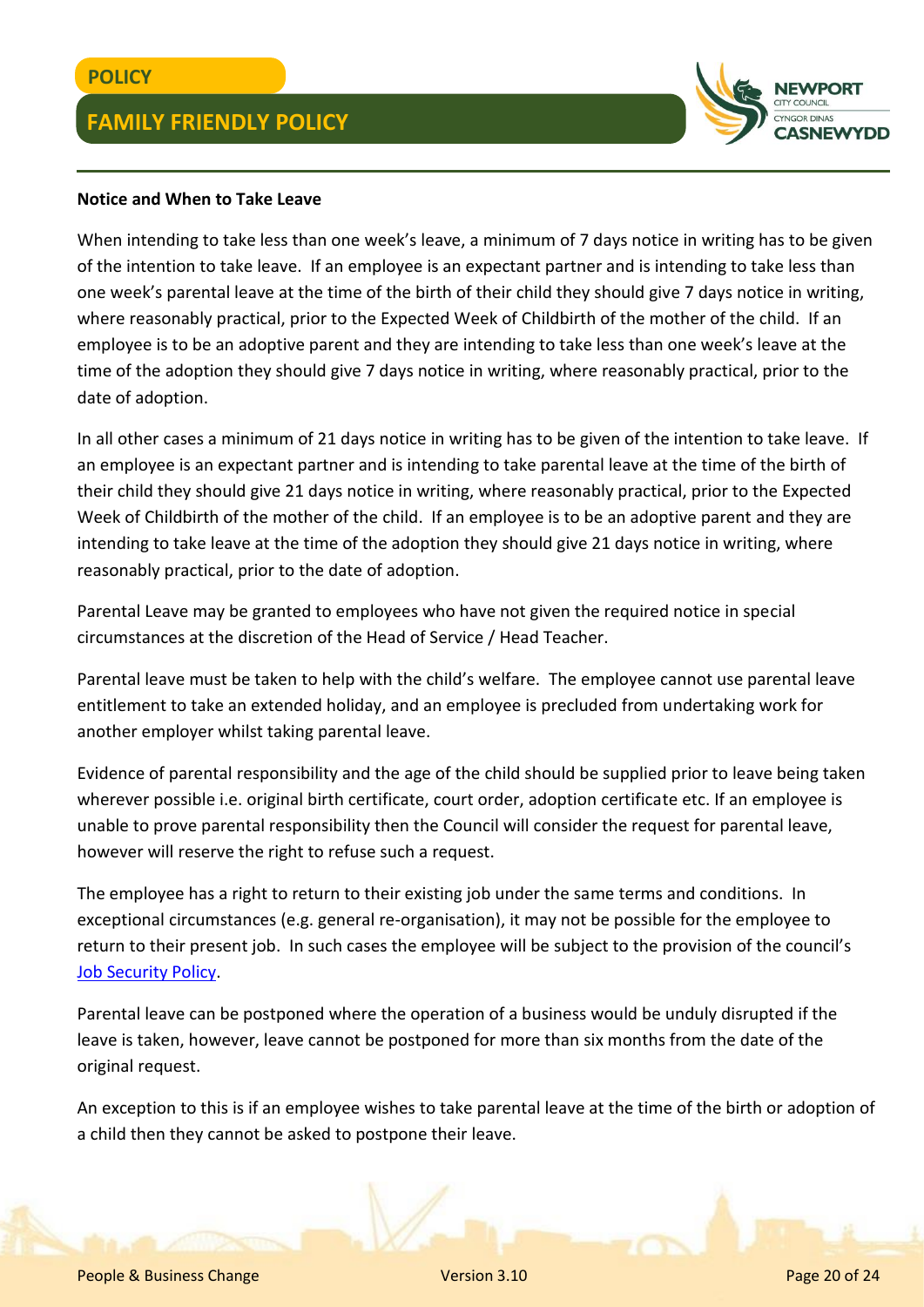**Notice and When to Take Leave**

When intending to take less than one week's leave, a minimum of 7 days notice in writing has to be given of the intention to take leave. If an employee is an expectant partner and is intending to take less than one week's parental leave at the time of the birth of their child they should give 7 days notice in writing, where reasonably practical, prior to the Expected Week of Childbirth of the mother of the child. If an employee is to be an adoptive parent and they are intending to take less than one week's leave at the time of the adoption they should give 7 days notice in writing, where reasonably practical, prior to the date of adoption.

In all other cases a minimum of 21 days notice in writing has to be given of the intention to take leave. If an employee is an expectant partner and is intending to take parental leave at the time of the birth of their child they should give 21 days notice in writing, where reasonably practical, prior to the Expected Week of Childbirth of the mother of the child. If an employee is to be an adoptive parent and they are intending to take leave at the time of the adoption they should give 21 days notice in writing, where reasonably practical, prior to the date of adoption.

Parental Leave may be granted to employees who have not given the required notice in special circumstances at the discretion of the Head of Service / Head Teacher.

Parental leave must be taken to help with the child's welfare. The employee cannot use parental leave entitlement to take an extended holiday, and an employee is precluded from undertaking work for another employer whilst taking parental leave.

Evidence of parental responsibility and the age of the child should be supplied prior to leave being taken wherever possible i.e. original birth certificate, court order, adoption certificate etc. If an employee is unable to prove parental responsibility then the Council will consider the request for parental leave, however will reserve the right to refuse such a request.

The employee has a right to return to their existing job under the same terms and conditions. In exceptional circumstances (e.g. general re-organisation), it may not be possible for the employee to return to their present job. In such cases the employee will be subject to the provision of the council's Job Security Policy.

Parental leave can be postponed where the operation of a business would be unduly disrupted if the leave is taken, however, leave cannot be postponed for more than six months from the date of the original request.

An exception to this is if an employee wishes to take parental leave at the time of the birth or adoption of a child then they cannot be asked to postpone their leave.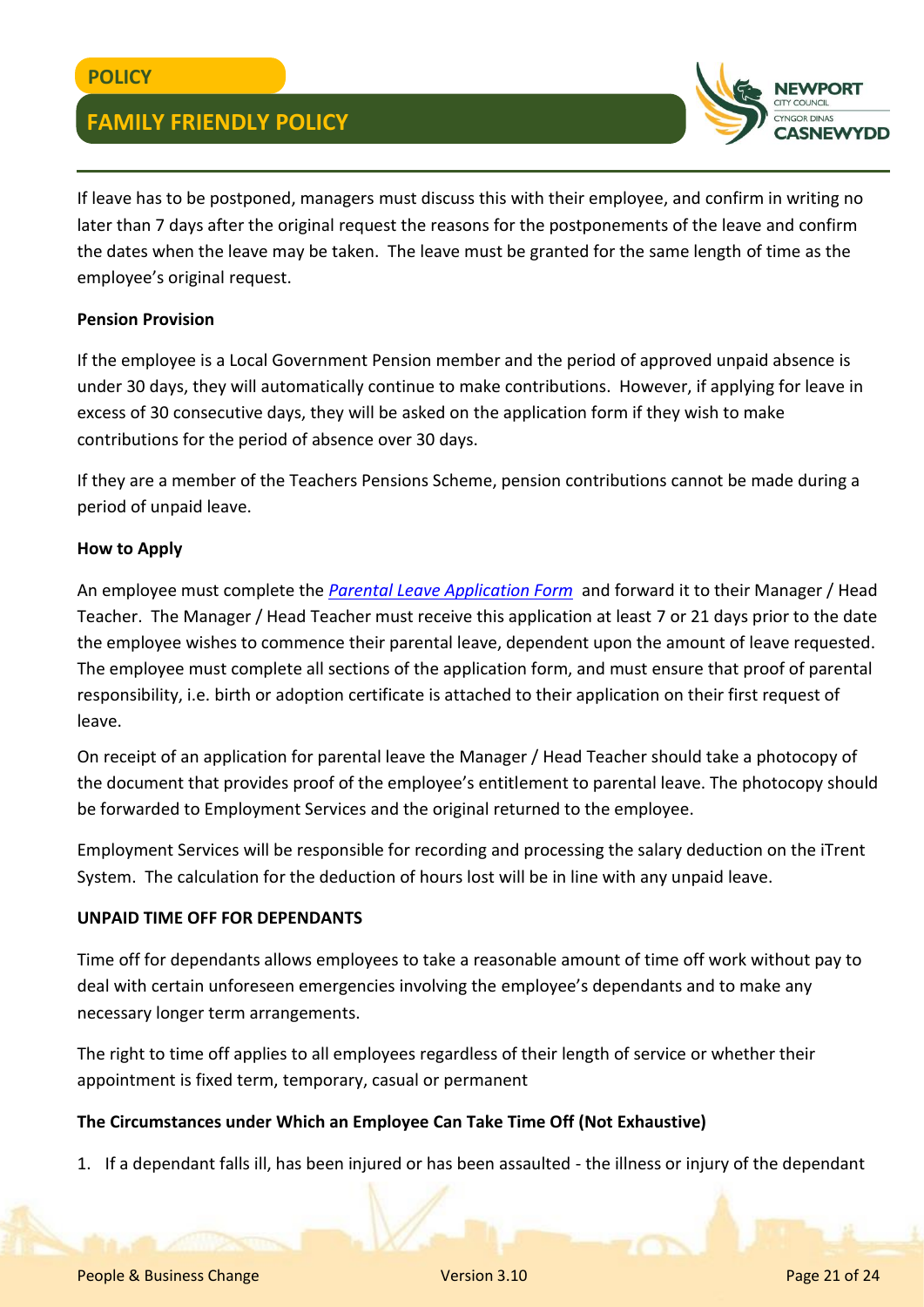If leave has to be postponed, managers must discuss this with their employee, and confirm in writing no later than 7 days after the original request the reasons for the postponements of the leave and confirm the dates when the leave may be taken. The leave must be granted for the same length of time as the employee's original request.

**Pension Provision**

If the employee is a Local Government Pension member and the period of approved unpaid absence is under 30 days, they will automatically continue to make contributions. However, if applying for leave in excess of 30 consecutive days, they will be asked on the application form if they wish to make contributions for the period of absence over 30 days.

If they are a member of the Teachers Pensions Scheme, pension contributions cannot be made during a period of unpaid leave.

**How to Apply**

An employee must complete the *Parental Leave Application Form* and forward it to their Manager / Head Teacher. The Manager / Head Teacher must receive this application at least 7 or 21 days prior to the date the employee wishes to commence their parental leave, dependent upon the amount of leave requested. The employee must complete all sections of the application form, and must ensure that proof of parental responsibility, i.e. birth or adoption certificate is attached to their application on their first request of leave.

On receipt of an application for parental leave the Manager / Head Teacher should take a photocopy of the document that provides proof of the employee's entitlement to parental leave. The photocopy should be forwarded to Employment Services and the original returned to the employee.

Employment Services will be responsible for recording and processing the salary deduction on the iTrent System. The calculation for the deduction of hours lost will be in line with any unpaid leave.

**UNPAID TIME OFF FOR DEPENDANTS**

Time off for dependants allows employees to take a reasonable amount of time off work without pay to deal with certain unforeseen emergencies involving the employee's dependants and to make any necessary longer term arrangements.

The right to time off applies to all employees regardless of their length of service or whether their appointment is fixed term, temporary, casual or permanent

**The Circumstances under Which an Employee Can Take Time Off (Not Exhaustive)**

1. If a dependant falls ill, has been injured or has been assaulted - the illness or injury of the dependant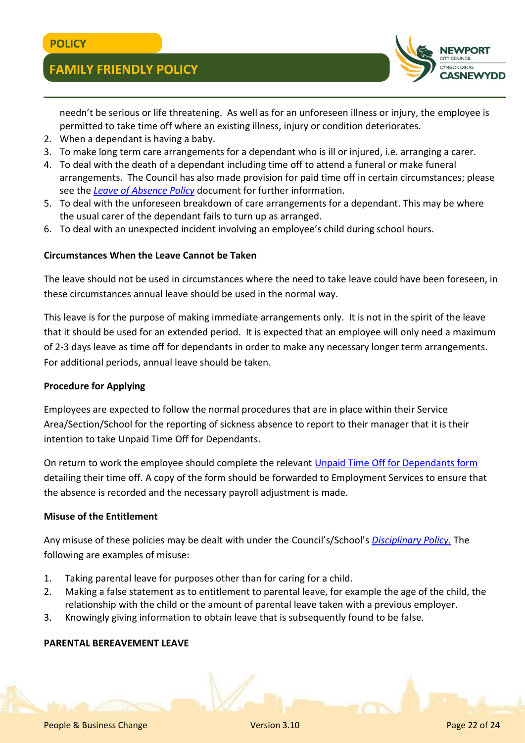needn't be serious or life threatening. As well as for an unforeseen illness or injury, the employee is permitted to take time off where an existing illness, injury or condition deteriorates.

2. When a dependant is having a baby.
3. To make long term care arrangements for a dependant who is ill or injured, i.e. arranging a carer.
4. To deal with the death of a dependant including time off to attend a funeral or make funeral arrangements. The Council has also made provision for paid time off in certain circumstances; please see the *Leave of Absence Policy* document for further information.
5. To deal with the unforeseen breakdown of care arrangements for a dependant. This may be where the usual carer of the dependant fails to turn up as arranged.
6. To deal with an unexpected incident involving an employee's child during school hours.

**Circumstances When the Leave Cannot be Taken**

The leave should not be used in circumstances where the need to take leave could have been foreseen, in these circumstances annual leave should be used in the normal way.

This leave is for the purpose of making immediate arrangements only. It is not in the spirit of the leave that it should be used for an extended period. It is expected that an employee will only need a maximum of 2-3 days leave as time off for dependants in order to make any necessary longer term arrangements. For additional periods, annual leave should be taken.

**Procedure for Applying**

Employees are expected to follow the normal procedures that are in place within their Service Area/Section/School for the reporting of sickness absence to report to their manager that it is their intention to take Unpaid Time Off for Dependants.

On return to work the employee should complete the relevant Unpaid Time Off for Dependants form detailing their time off. A copy of the form should be forwarded to Employment Services to ensure that the absence is recorded and the necessary payroll adjustment is made.

**Misuse of the Entitlement**

Any misuse of these policies may be dealt with under the Council's/School's *Disciplinary Policy.* The following are examples of misuse:

1. Taking parental leave for purposes other than for caring for a child.
2. Making a false statement as to entitlement to parental leave, for example the age of the child, the relationship with the child or the amount of parental leave taken with a previous employer.
3. Knowingly giving information to obtain leave that is subsequently found to be false.

**PARENTAL BEREAVEMENT LEAVE**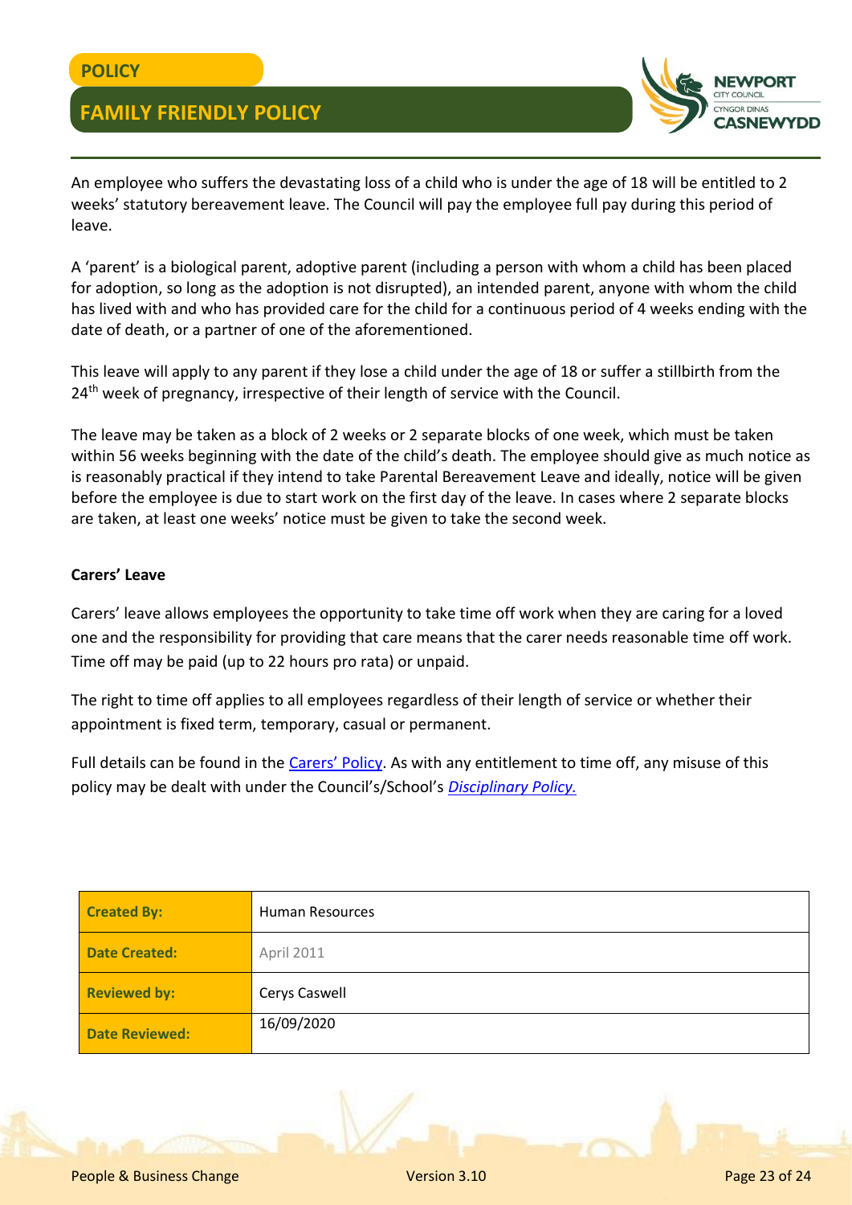An employee who suffers the devastating loss of a child who is under the age of 18 will be entitled to 2 weeks' statutory bereavement leave. The Council will pay the employee full pay during this period of leave.

A 'parent' is a biological parent, adoptive parent (including a person with whom a child has been placed for adoption, so long as the adoption is not disrupted), an intended parent, anyone with whom the child has lived with and who has provided care for the child for a continuous period of 4 weeks ending with the date of death, or a partner of one of the aforementioned.

This leave will apply to any parent if they lose a child under the age of 18 or suffer a stillbirth from the 24th week of pregnancy, irrespective of their length of service with the Council.

The leave may be taken as a block of 2 weeks or 2 separate blocks of one week, which must be taken within 56 weeks beginning with the date of the child's death. The employee should give as much notice as is reasonably practical if they intend to take Parental Bereavement Leave and ideally, notice will be given before the employee is due to start work on the first day of the leave. In cases where 2 separate blocks are taken, at least one weeks' notice must be given to take the second week.

**Carers' Leave**

Carers' leave allows employees the opportunity to take time off work when they are caring for a loved one and the responsibility for providing that care means that the carer needs reasonable time off work. Time off may be paid (up to 22 hours pro rata) or unpaid.

The right to time off applies to all employees regardless of their length of service or whether their appointment is fixed term, temporary, casual or permanent.

Full details can be found in the Carers' Policy. As with any entitlement to time off, any misuse of this policy may be dealt with under the Council's/School's *Disciplinary Policy.*

| | |
|---|---|
| **Created By:** | Human Resources |
| **Date Created:** | April 2011 |
| **Reviewed by:** | Cerys Caswell |
| **Date Reviewed:** | 16/09/2020 |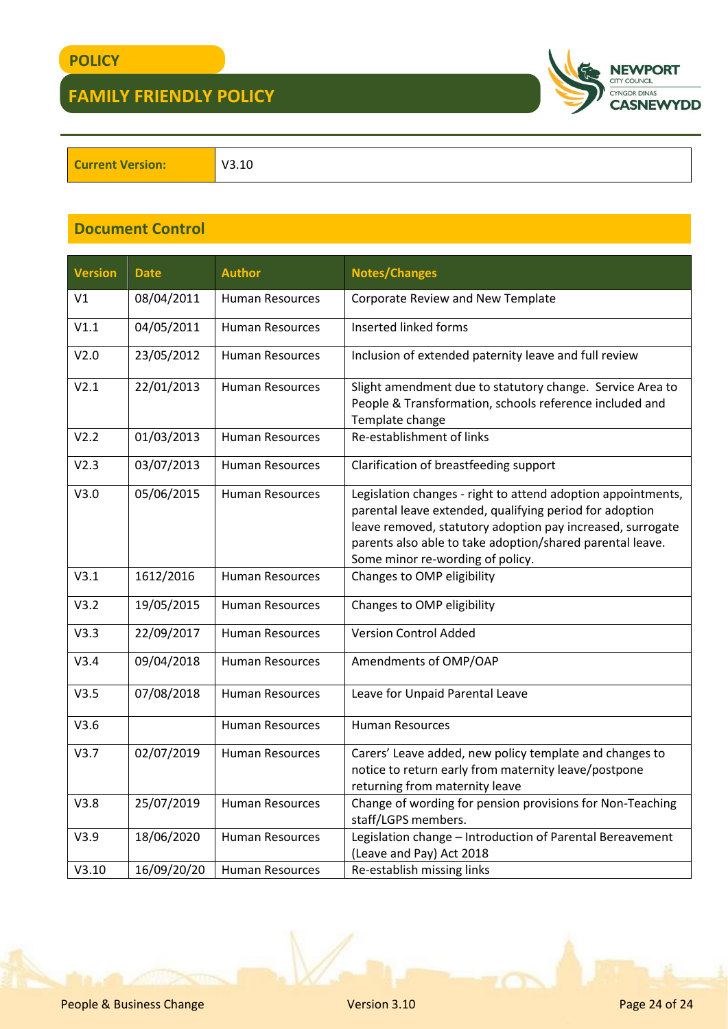**POLICY**

# FAMILY FRIENDLY POLICY

| | |
|---|---|
| **Current Version:** | V3.10 |

## Document Control

| Version | Date | Author | Notes/Changes |
|---|---|---|---|
| V1 | 08/04/2011 | Human Resources | Corporate Review and New Template |
| V1.1 | 04/05/2011 | Human Resources | Inserted linked forms |
| V2.0 | 23/05/2012 | Human Resources | Inclusion of extended paternity leave and full review |
| V2.1 | 22/01/2013 | Human Resources | Slight amendment due to statutory change. Service Area to People & Transformation, schools reference included and Template change |
| V2.2 | 01/03/2013 | Human Resources | Re-establishment of links |
| V2.3 | 03/07/2013 | Human Resources | Clarification of breastfeeding support |
| V3.0 | 05/06/2015 | Human Resources | Legislation changes - right to attend adoption appointments, parental leave extended, qualifying period for adoption leave removed, statutory adoption pay increased, surrogate parents also able to take adoption/shared parental leave. Some minor re-wording of policy. |
| V3.1 | 1612/2016 | Human Resources | Changes to OMP eligibility |
| V3.2 | 19/05/2015 | Human Resources | Changes to OMP eligibility |
| V3.3 | 22/09/2017 | Human Resources | Version Control Added |
| V3.4 | 09/04/2018 | Human Resources | Amendments of OMP/OAP |
| V3.5 | 07/08/2018 | Human Resources | Leave for Unpaid Parental Leave |
| V3.6 | | Human Resources | Human Resources |
| V3.7 | 02/07/2019 | Human Resources | Carers' Leave added, new policy template and changes to notice to return early from maternity leave/postpone returning from maternity leave |
| V3.8 | 25/07/2019 | Human Resources | Change of wording for pension provisions for Non-Teaching staff/LGPS members. |
| V3.9 | 18/06/2020 | Human Resources | Legislation change – Introduction of Parental Bereavement (Leave and Pay) Act 2018 |
| V3.10 | 16/09/20/20 | Human Resources | Re-establish missing links |